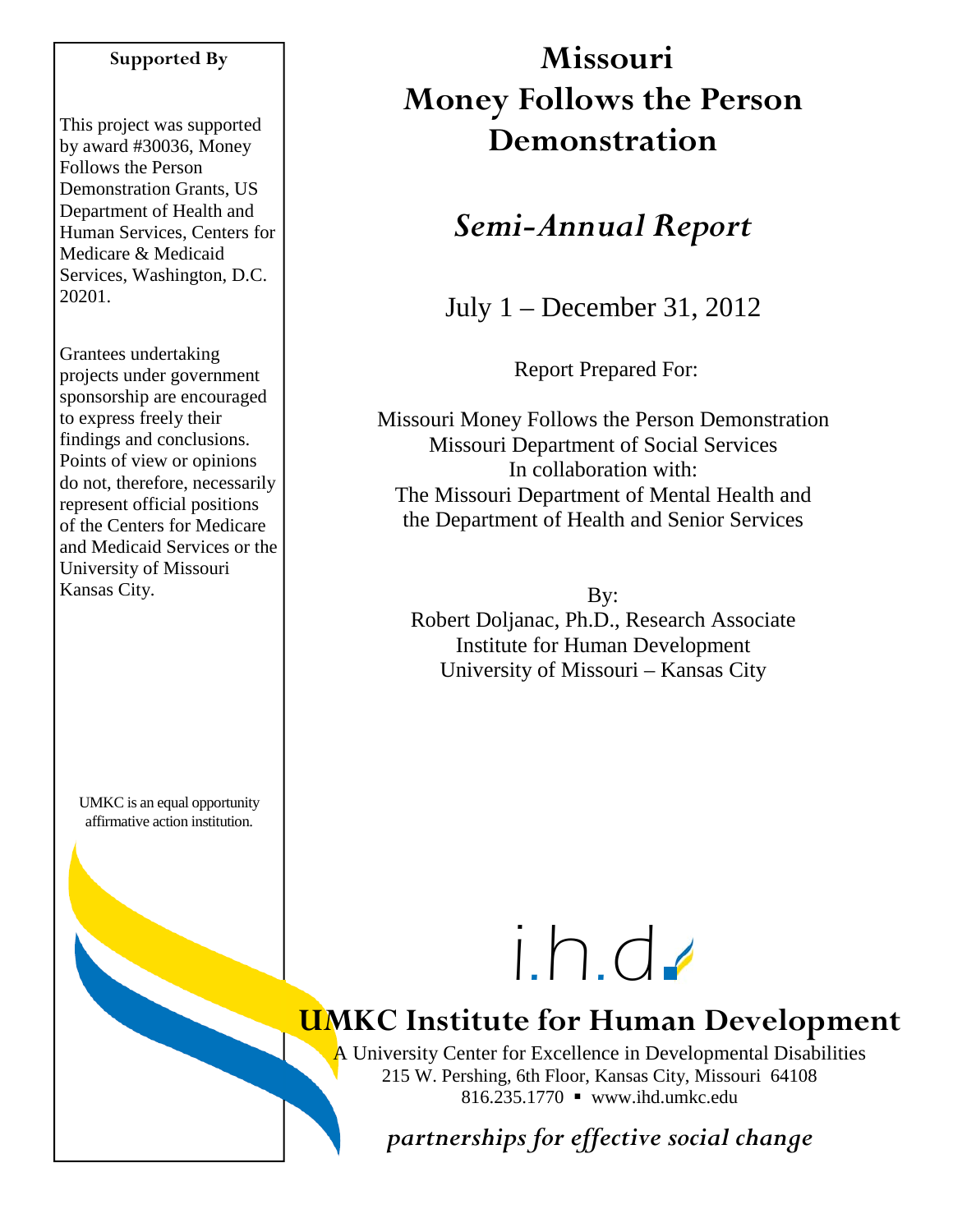**Supported By**

This project was supported by award #30036, Money Follows the Person Demonstration Grants, US Department of Health and Human Services, Centers for Medicare & Medicaid Services, Washington, D.C. 20201.

Grantees undertaking projects under government sponsorship are encouraged to express freely their findings and conclusions. Points of view or opinions do not, therefore, necessarily represent official positions of the Centers for Medicare and Medicaid Services or the University of Missouri Kansas City.

UMKC is an equal opportunity affirmative action institution.

# Missouri
# Money Follows the Person Demonstration

## *Semi-Annual Report*

July 1 – December 31, 2012

Report Prepared For:

Missouri Money Follows the Person Demonstration
Missouri Department of Social Services
In collaboration with:
The Missouri Department of Mental Health and
the Department of Health and Senior Services

By:
Robert Doljanac, Ph.D., Research Associate
Institute for Human Development
University of Missouri – Kansas City

i.h.d.

**UMKC Institute for Human Development**

A University Center for Excellence in Developmental Disabilities
215 W. Pershing, 6th Floor, Kansas City, Missouri 64108
816.235.1770 ▪ www.ihd.umkc.edu

*partnerships for effective social change*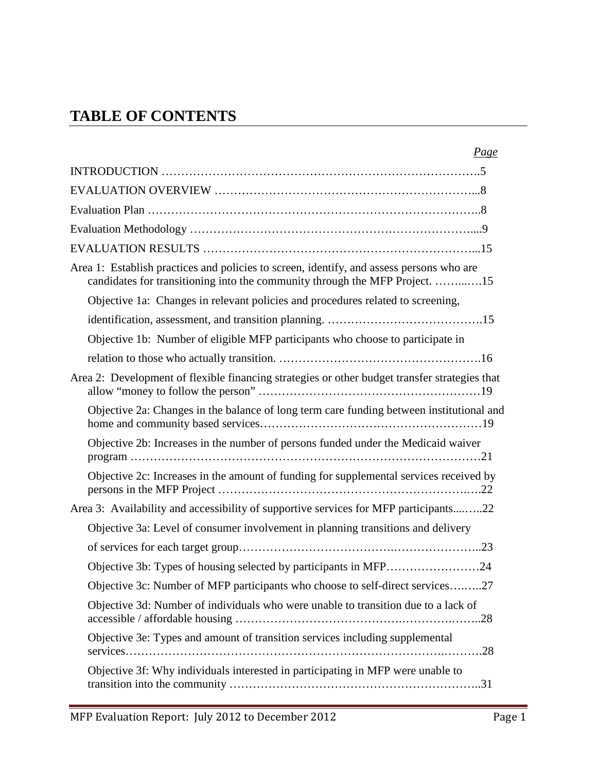# TABLE OF CONTENTS

*Page*

INTRODUCTION ……………………………………………………………………….5

EVALUATION OVERVIEW ………………………………………………………...8

Evaluation Plan ………………………………………………………………………..8

Evaluation Methodology …………………………………………………………….....9

EVALUATION RESULTS …………………………………………………………...15

Area 1: Establish practices and policies to screen, identify, and assess persons who are candidates for transitioning into the community through the MFP Project. ……..….15

Objective 1a: Changes in relevant policies and procedures related to screening, identification, assessment, and transition planning. ………………………………….15

Objective 1b: Number of eligible MFP participants who choose to participate in relation to those who actually transition. …………………………………………….16

Area 2: Development of flexible financing strategies or other budget transfer strategies that allow "money to follow the person" …………………………………………………19

Objective 2a: Changes in the balance of long term care funding between institutional and home and community based services…………………………………………………19

Objective 2b: Increases in the number of persons funded under the Medicaid waiver program …………………………………………………………………………21

Objective 2c: Increases in the amount of funding for supplemental services received by persons in the MFP Project …………………………………………………….….22

Area 3: Availability and accessibility of supportive services for MFP participants....…..22

Objective 3a: Level of consumer involvement in planning transitions and delivery of services for each target group…………………………….…………………..23

Objective 3b: Types of housing selected by participants in MFP……………….……24

Objective 3c: Number of MFP participants who choose to self-direct services….…..27

Objective 3d: Number of individuals who were unable to transition due to a lack of accessible / affordable housing ………………………………….……….……..28

Objective 3e: Types and amount of transition services including supplemental services……………………………………………………………………….……….28

Objective 3f: Why individuals interested in participating in MFP were unable to transition into the community …………………………………………………..31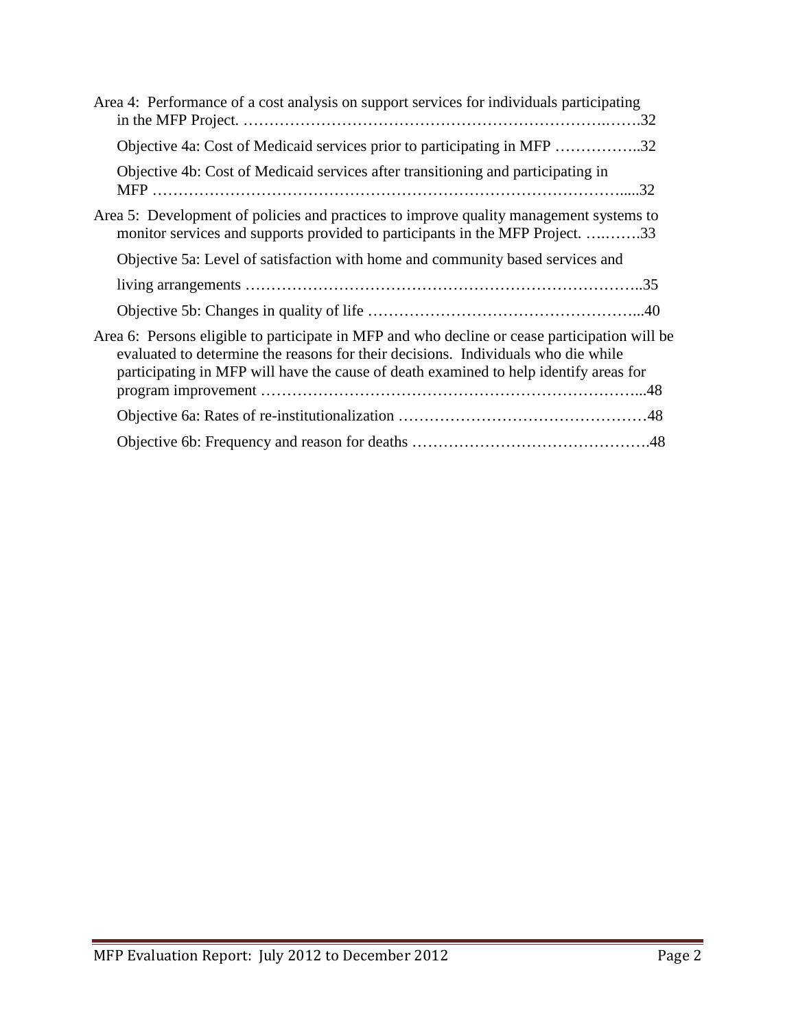Area 4: Performance of a cost analysis on support services for individuals participating in the MFP Project. ……………………………………………………………….…….32

Objective 4a: Cost of Medicaid services prior to participating in MFP ……………..32

Objective 4b: Cost of Medicaid services after transitioning and participating in MFP …………………………………………………………………………….....32

Area 5: Development of policies and practices to improve quality management systems to monitor services and supports provided to participants in the MFP Project. ….…….33

Objective 5a: Level of satisfaction with home and community based services and living arrangements ………………………………………………………………..35

Objective 5b: Changes in quality of life ……………………………………………...40

Area 6: Persons eligible to participate in MFP and who decline or cease participation will be evaluated to determine the reasons for their decisions. Individuals who die while participating in MFP will have the cause of death examined to help identify areas for program improvement ……………………………………………………………...48

Objective 6a: Rates of re-institutionalization …………………………………………48

Objective 6b: Frequency and reason for deaths ……………………………………….48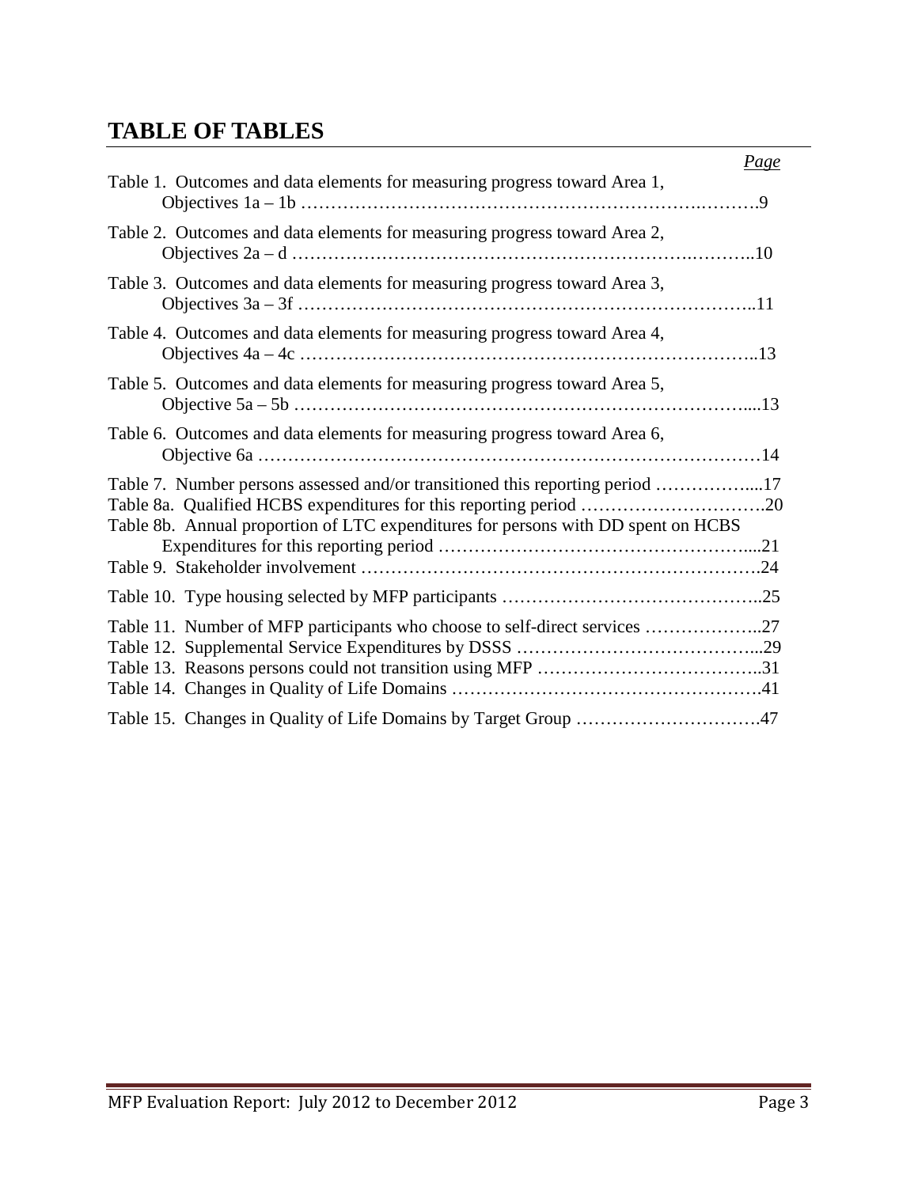## TABLE OF TABLES

| | Page |
|---|---|
| Table 1. Outcomes and data elements for measuring progress toward Area 1, Objectives 1a – 1b | 9 |
| Table 2. Outcomes and data elements for measuring progress toward Area 2, Objectives 2a – d | 10 |
| Table 3. Outcomes and data elements for measuring progress toward Area 3, Objectives 3a – 3f | 11 |
| Table 4. Outcomes and data elements for measuring progress toward Area 4, Objectives 4a – 4c | 13 |
| Table 5. Outcomes and data elements for measuring progress toward Area 5, Objective 5a – 5b | 13 |
| Table 6. Outcomes and data elements for measuring progress toward Area 6, Objective 6a | 14 |
| Table 7. Number persons assessed and/or transitioned this reporting period | 17 |
| Table 8a. Qualified HCBS expenditures for this reporting period | 20 |
| Table 8b. Annual proportion of LTC expenditures for persons with DD spent on HCBS Expenditures for this reporting period | 21 |
| Table 9. Stakeholder involvement | 24 |
| Table 10. Type housing selected by MFP participants | 25 |
| Table 11. Number of MFP participants who choose to self-direct services | 27 |
| Table 12. Supplemental Service Expenditures by DSSS | 29 |
| Table 13. Reasons persons could not transition using MFP | 31 |
| Table 14. Changes in Quality of Life Domains | 41 |
| Table 15. Changes in Quality of Life Domains by Target Group | 47 |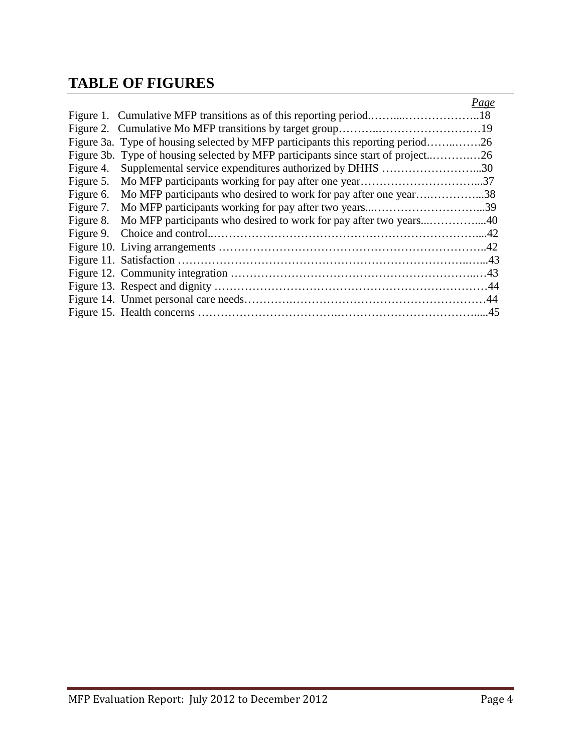## TABLE OF FIGURES

| | | *Page* |
|---|---|---|
| Figure 1. | Cumulative MFP transitions as of this reporting period | 18 |
| Figure 2. | Cumulative Mo MFP transitions by target group | 19 |
| Figure 3a. | Type of housing selected by MFP participants this reporting period | 26 |
| Figure 3b. | Type of housing selected by MFP participants since start of project | 26 |
| Figure 4. | Supplemental service expenditures authorized by DHHS | 30 |
| Figure 5. | Mo MFP participants working for pay after one year | 37 |
| Figure 6. | Mo MFP participants who desired to work for pay after one year | 38 |
| Figure 7. | Mo MFP participants working for pay after two years | 39 |
| Figure 8. | Mo MFP participants who desired to work for pay after two years | 40 |
| Figure 9. | Choice and control | 42 |
| Figure 10. | Living arrangements | 42 |
| Figure 11. | Satisfaction | 43 |
| Figure 12. | Community integration | 43 |
| Figure 13. | Respect and dignity | 44 |
| Figure 14. | Unmet personal care needs | 44 |
| Figure 15. | Health concerns | 45 |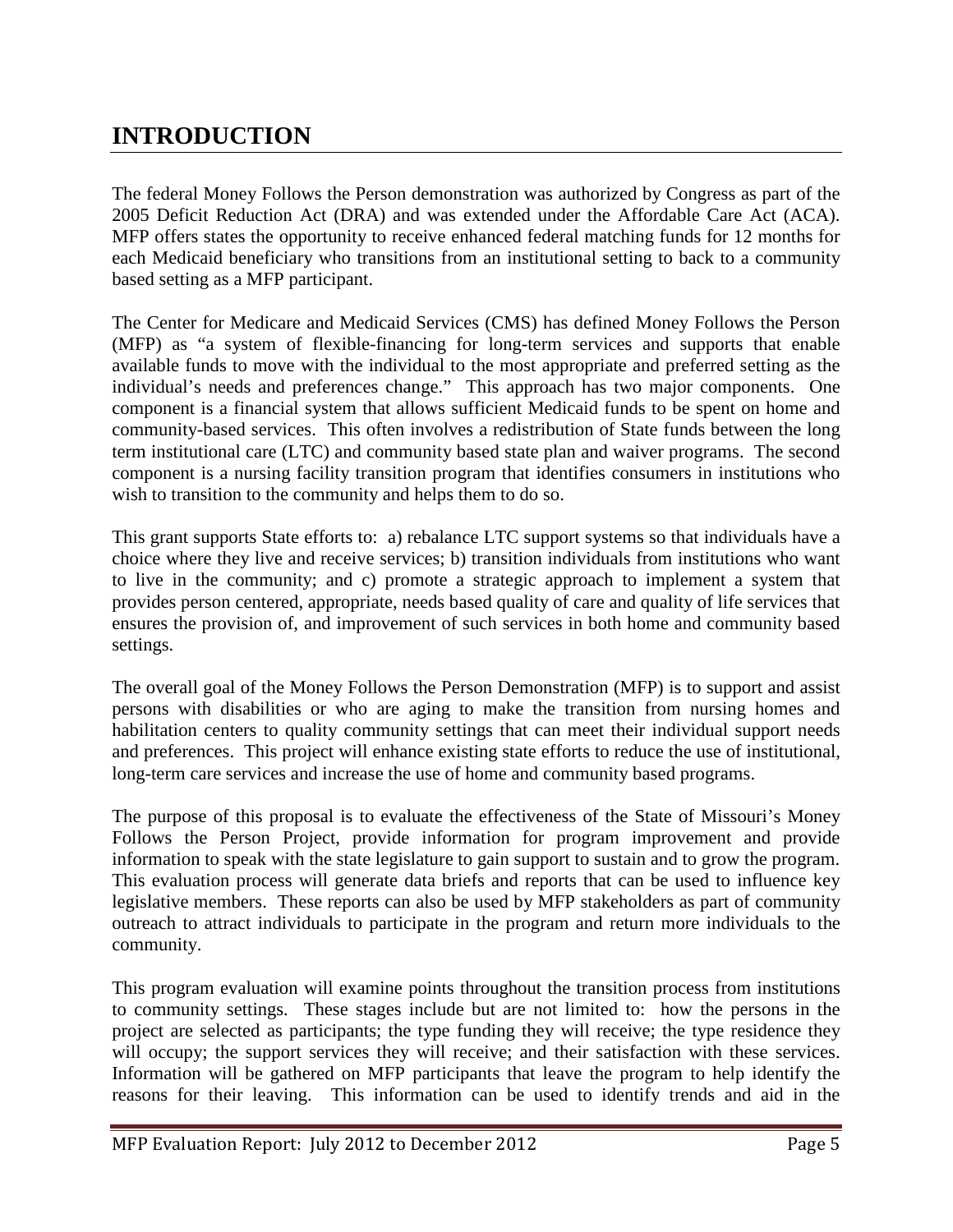# INTRODUCTION

The federal Money Follows the Person demonstration was authorized by Congress as part of the 2005 Deficit Reduction Act (DRA) and was extended under the Affordable Care Act (ACA). MFP offers states the opportunity to receive enhanced federal matching funds for 12 months for each Medicaid beneficiary who transitions from an institutional setting to back to a community based setting as a MFP participant.

The Center for Medicare and Medicaid Services (CMS) has defined Money Follows the Person (MFP) as "a system of flexible-financing for long-term services and supports that enable available funds to move with the individual to the most appropriate and preferred setting as the individual's needs and preferences change." This approach has two major components. One component is a financial system that allows sufficient Medicaid funds to be spent on home and community-based services. This often involves a redistribution of State funds between the long term institutional care (LTC) and community based state plan and waiver programs. The second component is a nursing facility transition program that identifies consumers in institutions who wish to transition to the community and helps them to do so.

This grant supports State efforts to: a) rebalance LTC support systems so that individuals have a choice where they live and receive services; b) transition individuals from institutions who want to live in the community; and c) promote a strategic approach to implement a system that provides person centered, appropriate, needs based quality of care and quality of life services that ensures the provision of, and improvement of such services in both home and community based settings.

The overall goal of the Money Follows the Person Demonstration (MFP) is to support and assist persons with disabilities or who are aging to make the transition from nursing homes and habilitation centers to quality community settings that can meet their individual support needs and preferences. This project will enhance existing state efforts to reduce the use of institutional, long-term care services and increase the use of home and community based programs.

The purpose of this proposal is to evaluate the effectiveness of the State of Missouri's Money Follows the Person Project, provide information for program improvement and provide information to speak with the state legislature to gain support to sustain and to grow the program. This evaluation process will generate data briefs and reports that can be used to influence key legislative members. These reports can also be used by MFP stakeholders as part of community outreach to attract individuals to participate in the program and return more individuals to the community.

This program evaluation will examine points throughout the transition process from institutions to community settings. These stages include but are not limited to: how the persons in the project are selected as participants; the type funding they will receive; the type residence they will occupy; the support services they will receive; and their satisfaction with these services. Information will be gathered on MFP participants that leave the program to help identify the reasons for their leaving. This information can be used to identify trends and aid in the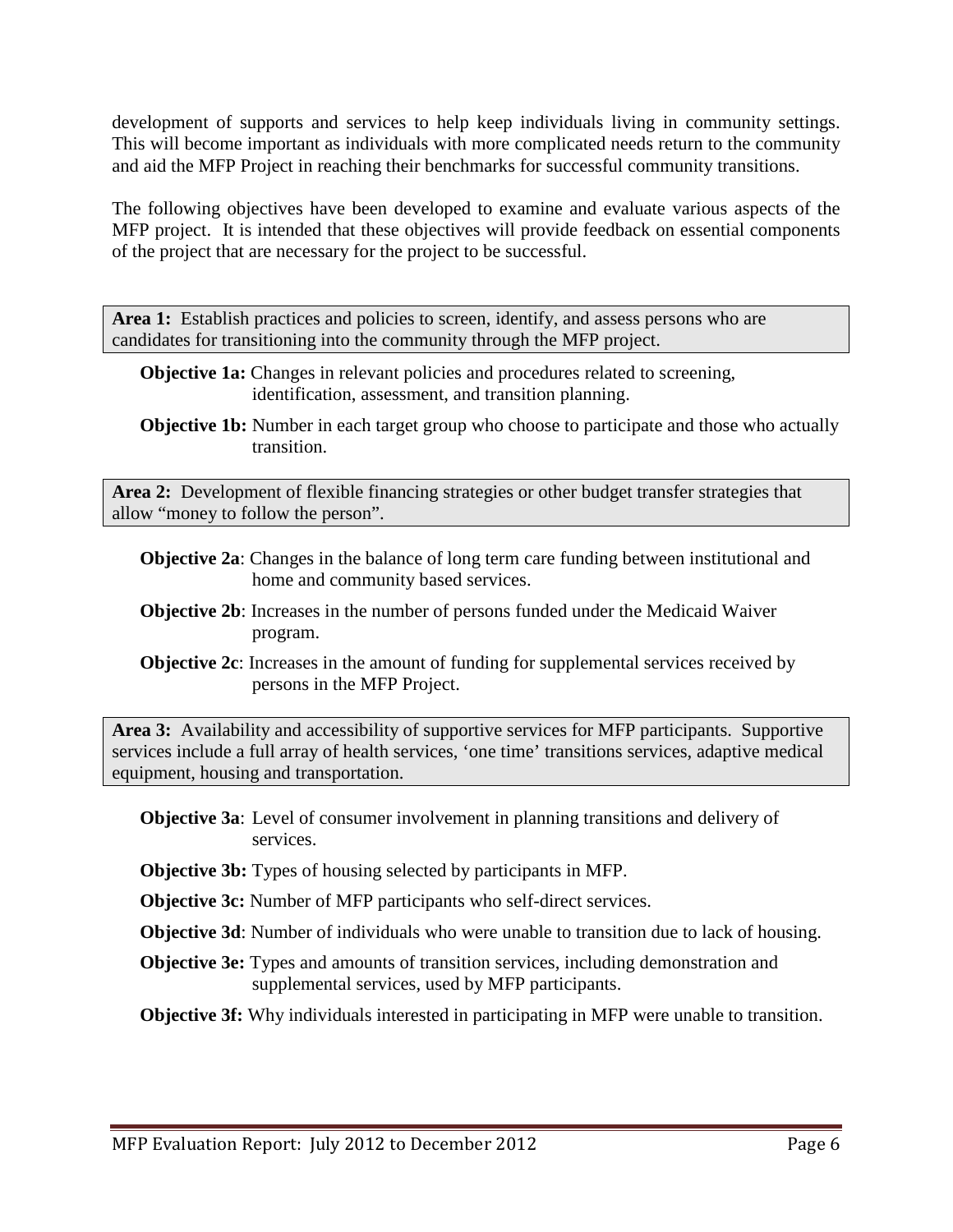development of supports and services to help keep individuals living in community settings. This will become important as individuals with more complicated needs return to the community and aid the MFP Project in reaching their benchmarks for successful community transitions.

The following objectives have been developed to examine and evaluate various aspects of the MFP project. It is intended that these objectives will provide feedback on essential components of the project that are necessary for the project to be successful.

**Area 1:** Establish practices and policies to screen, identify, and assess persons who are candidates for transitioning into the community through the MFP project.

**Objective 1a:** Changes in relevant policies and procedures related to screening, identification, assessment, and transition planning.

**Objective 1b:** Number in each target group who choose to participate and those who actually transition.

**Area 2:** Development of flexible financing strategies or other budget transfer strategies that allow "money to follow the person".

**Objective 2a**: Changes in the balance of long term care funding between institutional and home and community based services.

**Objective 2b**: Increases in the number of persons funded under the Medicaid Waiver program.

**Objective 2c**: Increases in the amount of funding for supplemental services received by persons in the MFP Project.

**Area 3:** Availability and accessibility of supportive services for MFP participants. Supportive services include a full array of health services, 'one time' transitions services, adaptive medical equipment, housing and transportation.

**Objective 3a**: Level of consumer involvement in planning transitions and delivery of services.

**Objective 3b:** Types of housing selected by participants in MFP.

**Objective 3c:** Number of MFP participants who self-direct services.

**Objective 3d**: Number of individuals who were unable to transition due to lack of housing.

**Objective 3e:** Types and amounts of transition services, including demonstration and supplemental services, used by MFP participants.

**Objective 3f:** Why individuals interested in participating in MFP were unable to transition.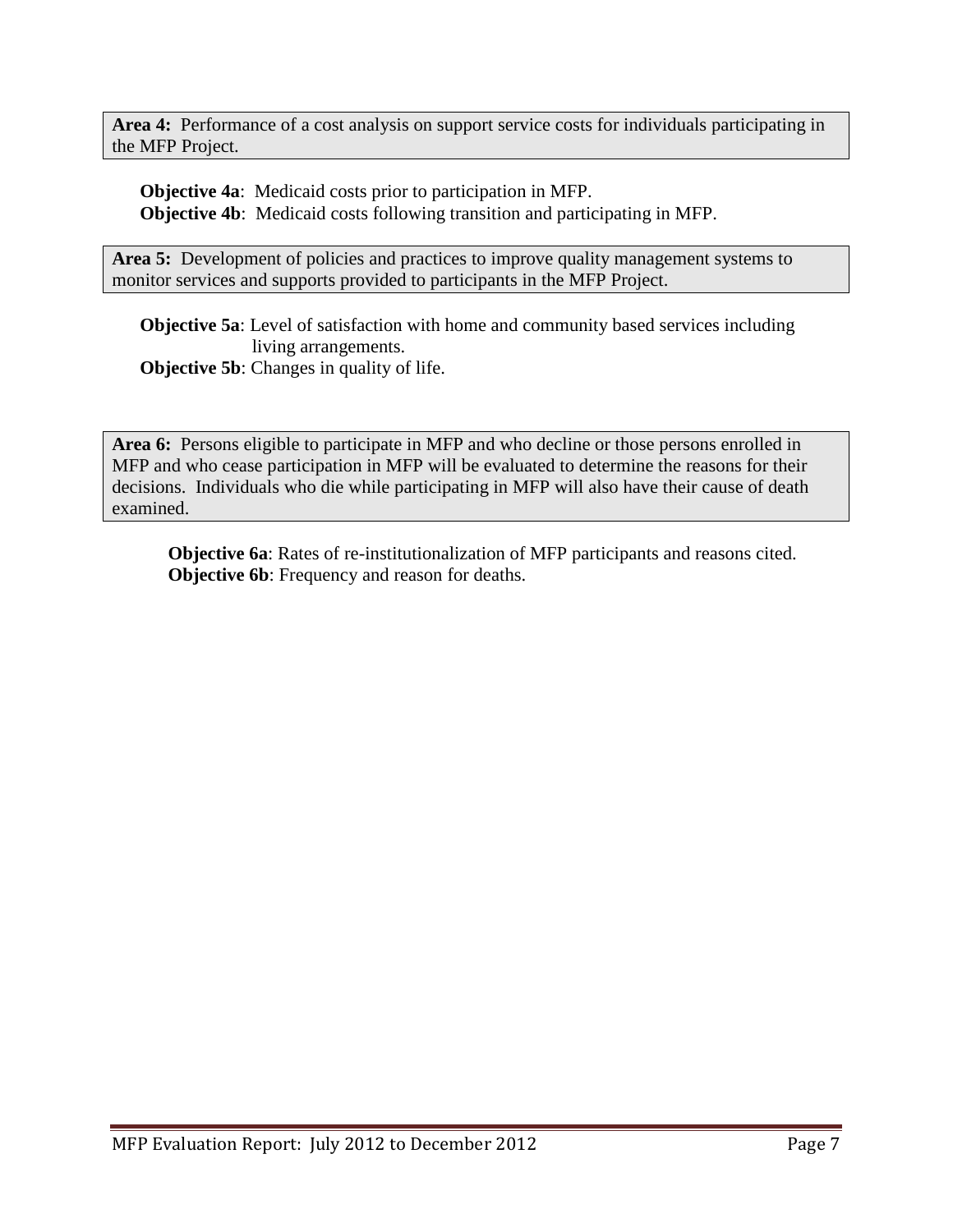**Area 4:** Performance of a cost analysis on support service costs for individuals participating in the MFP Project.

**Objective 4a**: Medicaid costs prior to participation in MFP.
**Objective 4b**: Medicaid costs following transition and participating in MFP.

**Area 5:** Development of policies and practices to improve quality management systems to monitor services and supports provided to participants in the MFP Project.

**Objective 5a**: Level of satisfaction with home and community based services including living arrangements.
**Objective 5b**: Changes in quality of life.

**Area 6:** Persons eligible to participate in MFP and who decline or those persons enrolled in MFP and who cease participation in MFP will be evaluated to determine the reasons for their decisions. Individuals who die while participating in MFP will also have their cause of death examined.

**Objective 6a**: Rates of re-institutionalization of MFP participants and reasons cited.
**Objective 6b**: Frequency and reason for deaths.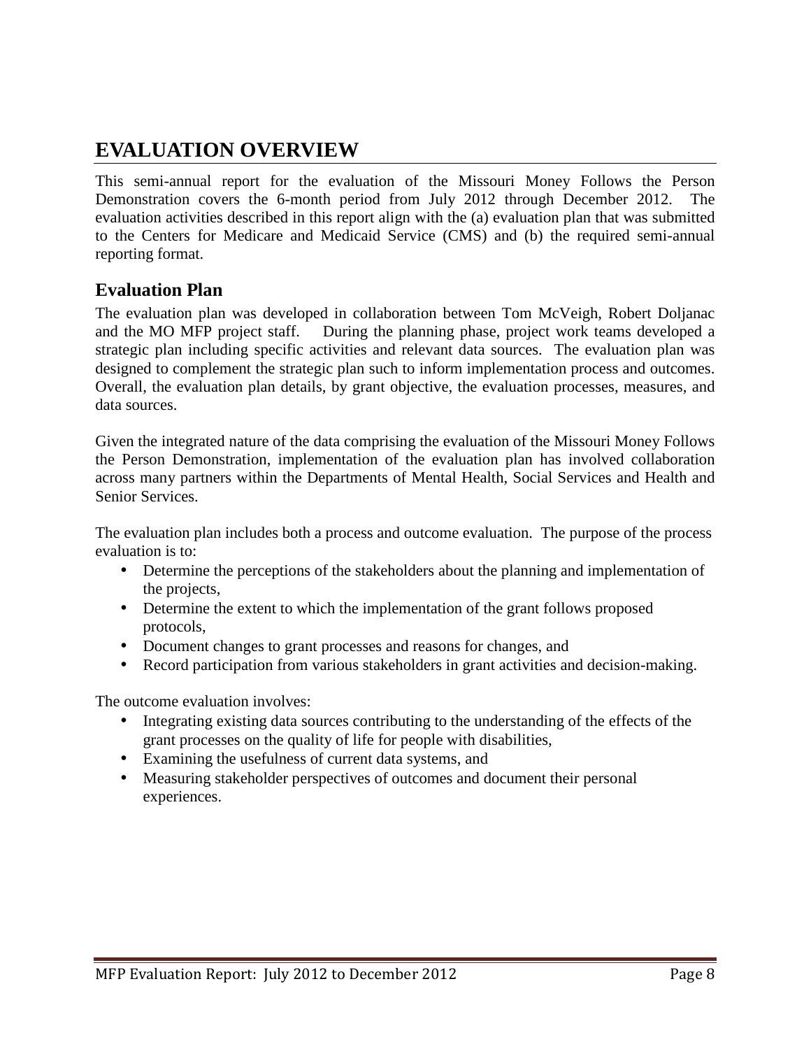# EVALUATION OVERVIEW

This semi-annual report for the evaluation of the Missouri Money Follows the Person Demonstration covers the 6-month period from July 2012 through December 2012. The evaluation activities described in this report align with the (a) evaluation plan that was submitted to the Centers for Medicare and Medicaid Service (CMS) and (b) the required semi-annual reporting format.

## Evaluation Plan

The evaluation plan was developed in collaboration between Tom McVeigh, Robert Doljanac and the MO MFP project staff. During the planning phase, project work teams developed a strategic plan including specific activities and relevant data sources. The evaluation plan was designed to complement the strategic plan such to inform implementation process and outcomes. Overall, the evaluation plan details, by grant objective, the evaluation processes, measures, and data sources.

Given the integrated nature of the data comprising the evaluation of the Missouri Money Follows the Person Demonstration, implementation of the evaluation plan has involved collaboration across many partners within the Departments of Mental Health, Social Services and Health and Senior Services.

The evaluation plan includes both a process and outcome evaluation. The purpose of the process evaluation is to:

- Determine the perceptions of the stakeholders about the planning and implementation of the projects,
- Determine the extent to which the implementation of the grant follows proposed protocols,
- Document changes to grant processes and reasons for changes, and
- Record participation from various stakeholders in grant activities and decision-making.

The outcome evaluation involves:

- Integrating existing data sources contributing to the understanding of the effects of the grant processes on the quality of life for people with disabilities,
- Examining the usefulness of current data systems, and
- Measuring stakeholder perspectives of outcomes and document their personal experiences.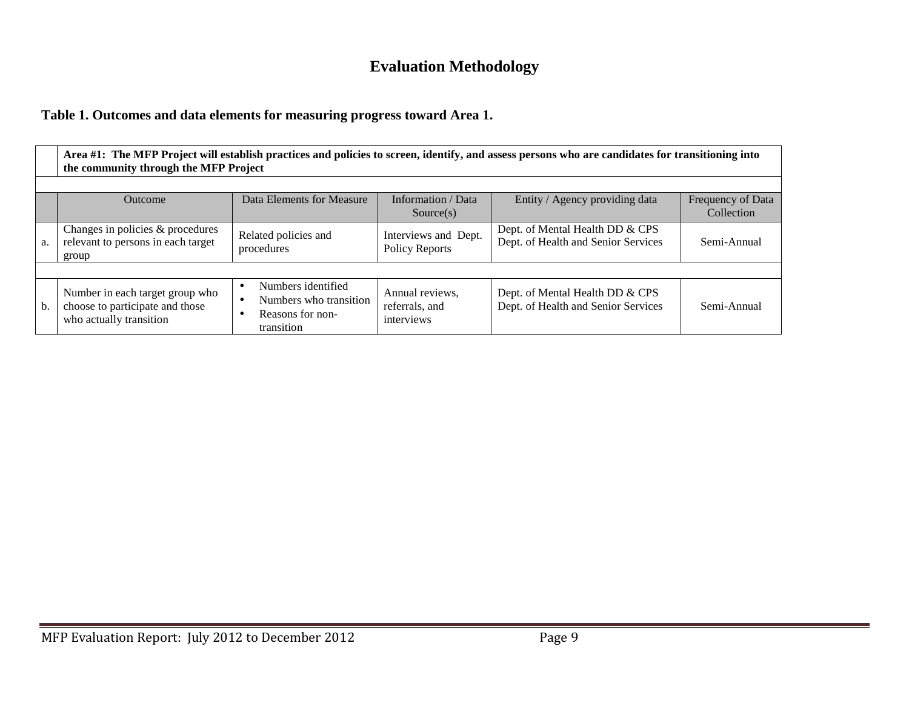# Evaluation Methodology

**Table 1. Outcomes and data elements for measuring progress toward Area 1.**

| | **Area #1: The MFP Project will establish practices and policies to screen, identify, and assess persons who are candidates for transitioning into the community through the MFP Project** | | | | |
|---|---|---|---|---|---|
| | Outcome | Data Elements for Measure | Information / Data Source(s) | Entity / Agency providing data | Frequency of Data Collection |
| a. | Changes in policies & procedures relevant to persons in each target group | Related policies and procedures | Interviews and Dept. Policy Reports | Dept. of Mental Health DD & CPS<br>Dept. of Health and Senior Services | Semi-Annual |
| b. | Number in each target group who choose to participate and those who actually transition | • Numbers identified<br>• Numbers who transition<br>• Reasons for non-transition | Annual reviews, referrals, and interviews | Dept. of Mental Health DD & CPS<br>Dept. of Health and Senior Services | Semi-Annual |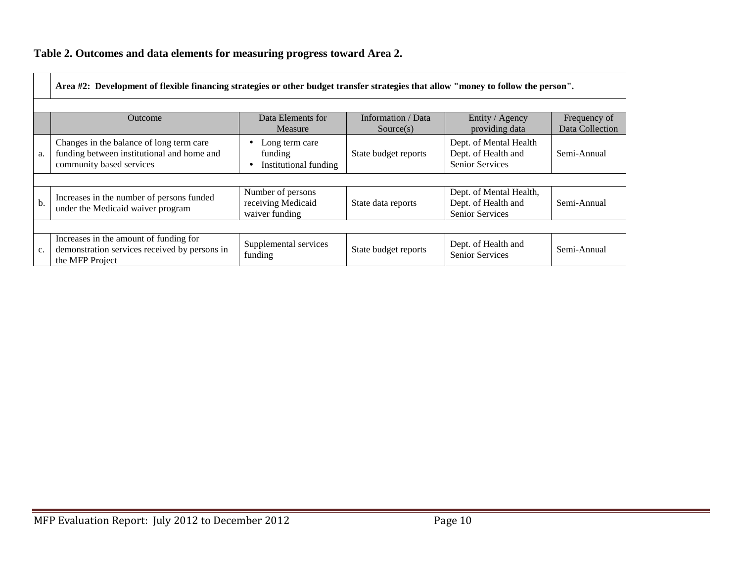**Table 2. Outcomes and data elements for measuring progress toward Area 2.**

| | Outcome | Data Elements for Measure | Information / Data Source(s) | Entity / Agency providing data | Frequency of Data Collection |
|---|---|---|---|---|---|
| | **Area #2: Development of flexible financing strategies or other budget transfer strategies that allow "money to follow the person".** | | | | |
| a. | Changes in the balance of long term care funding between institutional and home and community based services | • Long term care funding<br>• Institutional funding | State budget reports | Dept. of Mental Health<br>Dept. of Health and Senior Services | Semi-Annual |
| b. | Increases in the number of persons funded under the Medicaid waiver program | Number of persons receiving Medicaid waiver funding | State data reports | Dept. of Mental Health,<br>Dept. of Health and Senior Services | Semi-Annual |
| c. | Increases in the amount of funding for demonstration services received by persons in the MFP Project | Supplemental services funding | State budget reports | Dept. of Health and Senior Services | Semi-Annual |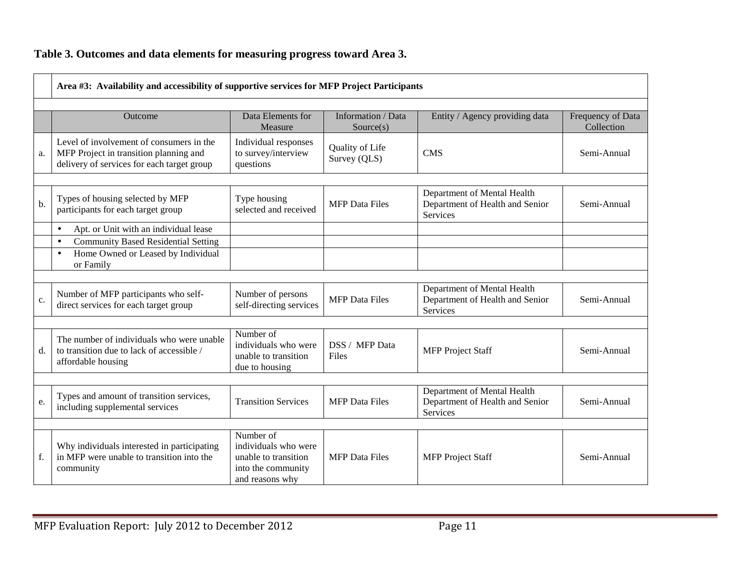**Table 3. Outcomes and data elements for measuring progress toward Area 3.**

| | **Area #3: Availability and accessibility of supportive services for MFP Project Participants** | | | | |
|---|---|---|---|---|---|
| | Outcome | Data Elements for Measure | Information / Data Source(s) | Entity / Agency providing data | Frequency of Data Collection |
| a. | Level of involvement of consumers in the MFP Project in transition planning and delivery of services for each target group | Individual responses to survey/interview questions | Quality of Life Survey (QLS) | CMS | Semi-Annual |
| b. | Types of housing selected by MFP participants for each target group | Type housing selected and received | MFP Data Files | Department of Mental Health Department of Health and Senior Services | Semi-Annual |
| | • Apt. or Unit with an individual lease | | | | |
| | • Community Based Residential Setting | | | | |
| | • Home Owned or Leased by Individual or Family | | | | |
| c. | Number of MFP participants who self-direct services for each target group | Number of persons self-directing services | MFP Data Files | Department of Mental Health Department of Health and Senior Services | Semi-Annual |
| d. | The number of individuals who were unable to transition due to lack of accessible / affordable housing | Number of individuals who were unable to transition due to housing | DSS / MFP Data Files | MFP Project Staff | Semi-Annual |
| e. | Types and amount of transition services, including supplemental services | Transition Services | MFP Data Files | Department of Mental Health Department of Health and Senior Services | Semi-Annual |
| f. | Why individuals interested in participating in MFP were unable to transition into the community | Number of individuals who were unable to transition into the community and reasons why | MFP Data Files | MFP Project Staff | Semi-Annual |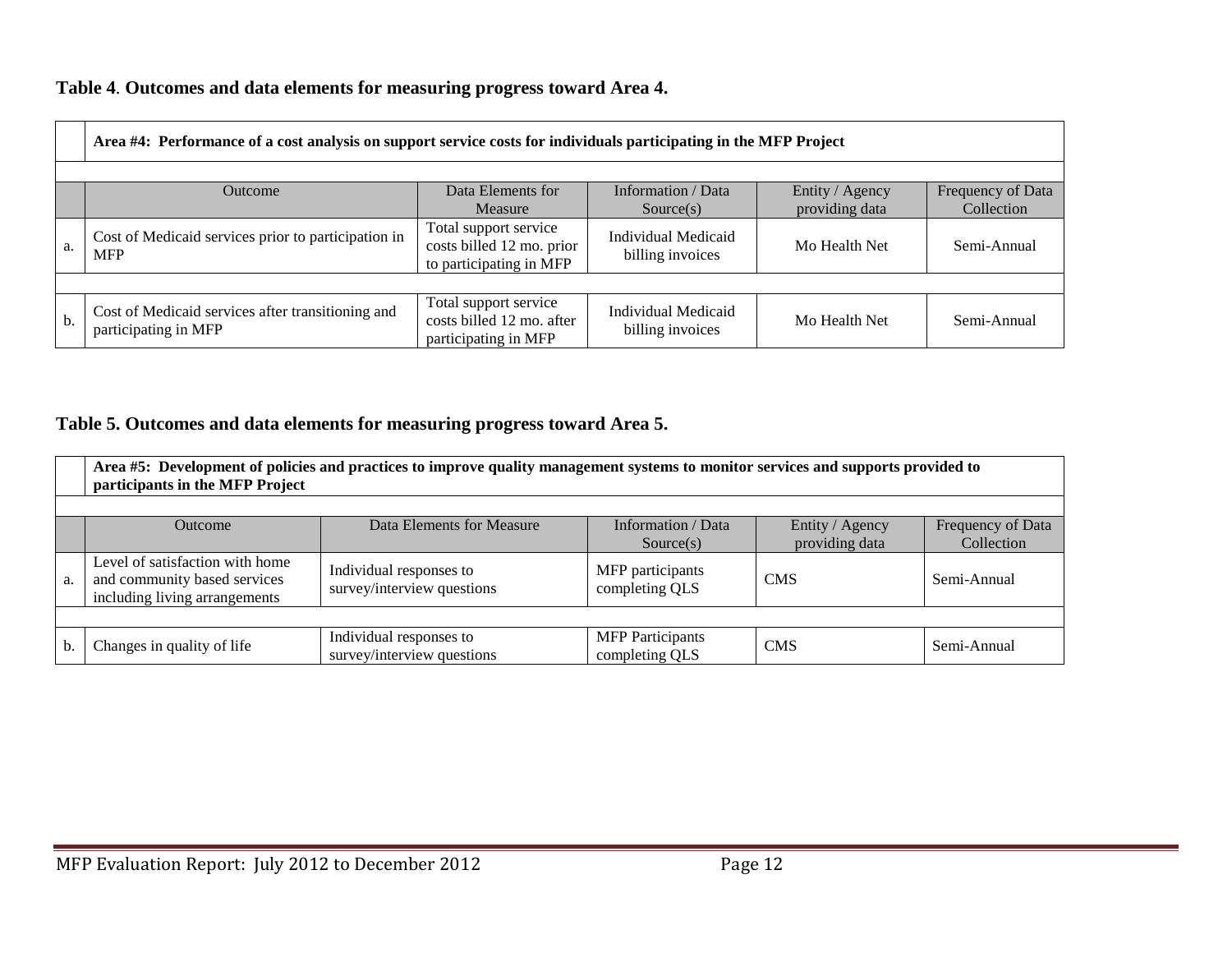**Table 4**. **Outcomes and data elements for measuring progress toward Area 4.**

| | **Area #4: Performance of a cost analysis on support service costs for individuals participating in the MFP Project** | | | | |
|---|---|---|---|---|---|
| | Outcome | Data Elements for Measure | Information / Data Source(s) | Entity / Agency providing data | Frequency of Data Collection |
| a. | Cost of Medicaid services prior to participation in MFP | Total support service costs billed 12 mo. prior to participating in MFP | Individual Medicaid billing invoices | Mo Health Net | Semi-Annual |
| b. | Cost of Medicaid services after transitioning and participating in MFP | Total support service costs billed 12 mo. after participating in MFP | Individual Medicaid billing invoices | Mo Health Net | Semi-Annual |

**Table 5. Outcomes and data elements for measuring progress toward Area 5.**

| | **Area #5: Development of policies and practices to improve quality management systems to monitor services and supports provided to participants in the MFP Project** | | | | |
|---|---|---|---|---|---|
| | Outcome | Data Elements for Measure | Information / Data Source(s) | Entity / Agency providing data | Frequency of Data Collection |
| a. | Level of satisfaction with home and community based services including living arrangements | Individual responses to survey/interview questions | MFP participants completing QLS | CMS | Semi-Annual |
| b. | Changes in quality of life | Individual responses to survey/interview questions | MFP Participants completing QLS | CMS | Semi-Annual |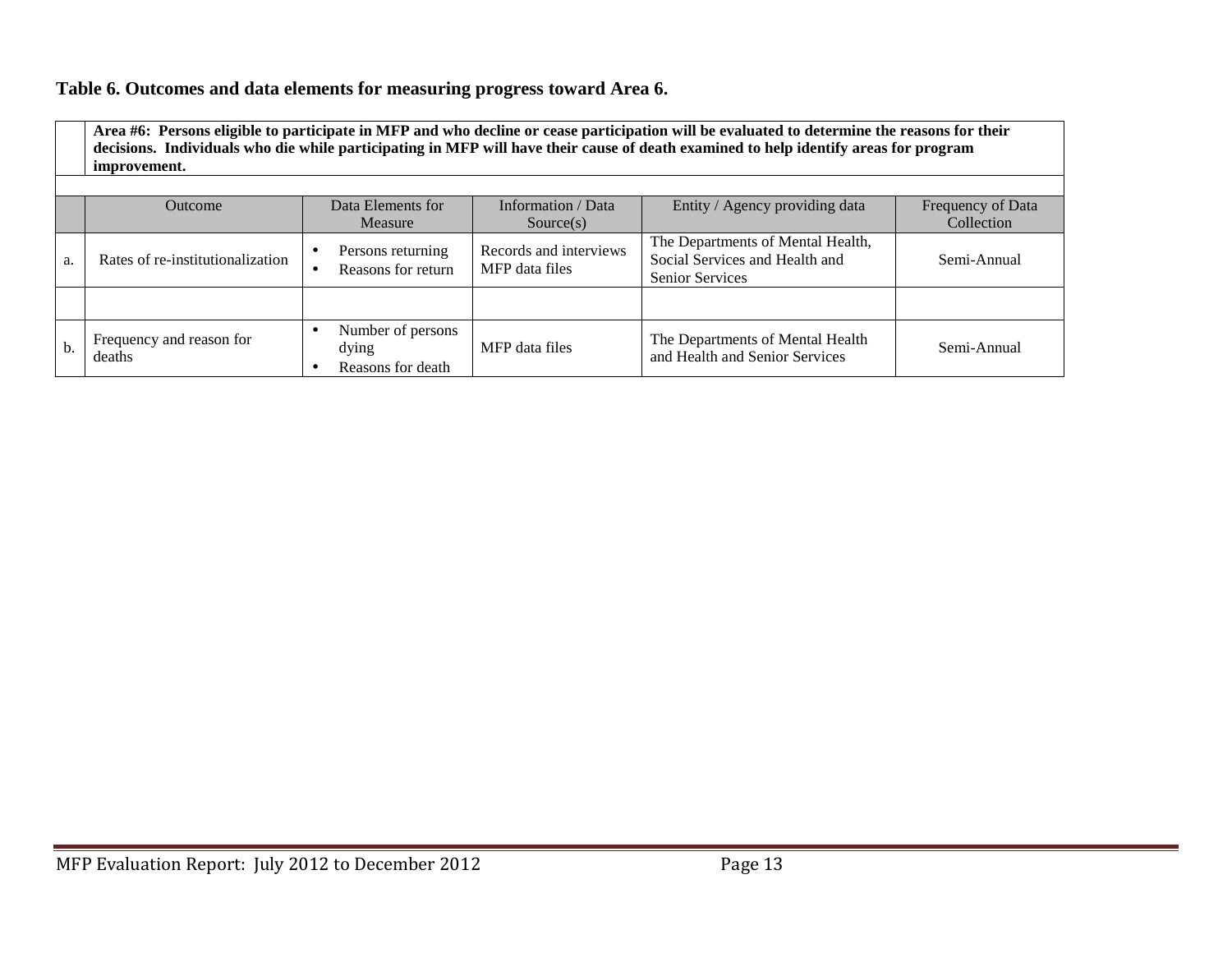**Table 6. Outcomes and data elements for measuring progress toward Area 6.**

| | Outcome | Data Elements for Measure | Information / Data Source(s) | Entity / Agency providing data | Frequency of Data Collection |
|---|---|---|---|---|---|
| | **Area #6: Persons eligible to participate in MFP and who decline or cease participation will be evaluated to determine the reasons for their decisions. Individuals who die while participating in MFP will have their cause of death examined to help identify areas for program improvement.** | | | | |
| a. | Rates of re-institutionalization | • Persons returning<br>• Reasons for return | Records and interviews<br>MFP data files | The Departments of Mental Health, Social Services and Health and Senior Services | Semi-Annual |
| | | | | | |
| b. | Frequency and reason for deaths | • Number of persons dying<br>• Reasons for death | MFP data files | The Departments of Mental Health and Health and Senior Services | Semi-Annual |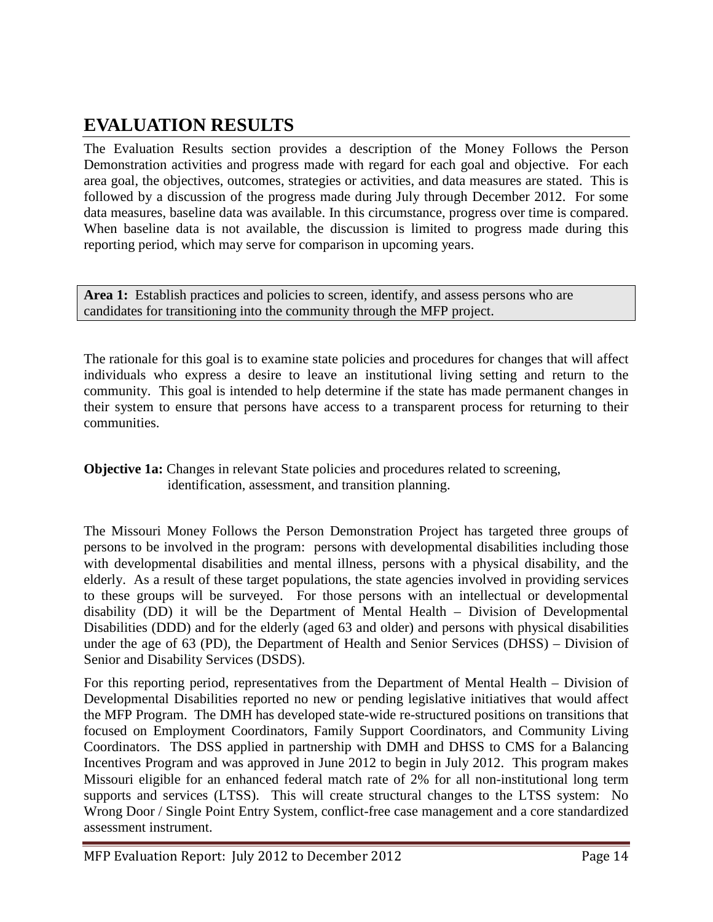# EVALUATION RESULTS

The Evaluation Results section provides a description of the Money Follows the Person Demonstration activities and progress made with regard for each goal and objective. For each area goal, the objectives, outcomes, strategies or activities, and data measures are stated. This is followed by a discussion of the progress made during July through December 2012. For some data measures, baseline data was available. In this circumstance, progress over time is compared. When baseline data is not available, the discussion is limited to progress made during this reporting period, which may serve for comparison in upcoming years.

**Area 1:** Establish practices and policies to screen, identify, and assess persons who are candidates for transitioning into the community through the MFP project.

The rationale for this goal is to examine state policies and procedures for changes that will affect individuals who express a desire to leave an institutional living setting and return to the community. This goal is intended to help determine if the state has made permanent changes in their system to ensure that persons have access to a transparent process for returning to their communities.

**Objective 1a:** Changes in relevant State policies and procedures related to screening, identification, assessment, and transition planning.

The Missouri Money Follows the Person Demonstration Project has targeted three groups of persons to be involved in the program: persons with developmental disabilities including those with developmental disabilities and mental illness, persons with a physical disability, and the elderly. As a result of these target populations, the state agencies involved in providing services to these groups will be surveyed. For those persons with an intellectual or developmental disability (DD) it will be the Department of Mental Health – Division of Developmental Disabilities (DDD) and for the elderly (aged 63 and older) and persons with physical disabilities under the age of 63 (PD), the Department of Health and Senior Services (DHSS) – Division of Senior and Disability Services (DSDS).

For this reporting period, representatives from the Department of Mental Health – Division of Developmental Disabilities reported no new or pending legislative initiatives that would affect the MFP Program. The DMH has developed state-wide re-structured positions on transitions that focused on Employment Coordinators, Family Support Coordinators, and Community Living Coordinators. The DSS applied in partnership with DMH and DHSS to CMS for a Balancing Incentives Program and was approved in June 2012 to begin in July 2012. This program makes Missouri eligible for an enhanced federal match rate of 2% for all non-institutional long term supports and services (LTSS). This will create structural changes to the LTSS system: No Wrong Door / Single Point Entry System, conflict-free case management and a core standardized assessment instrument.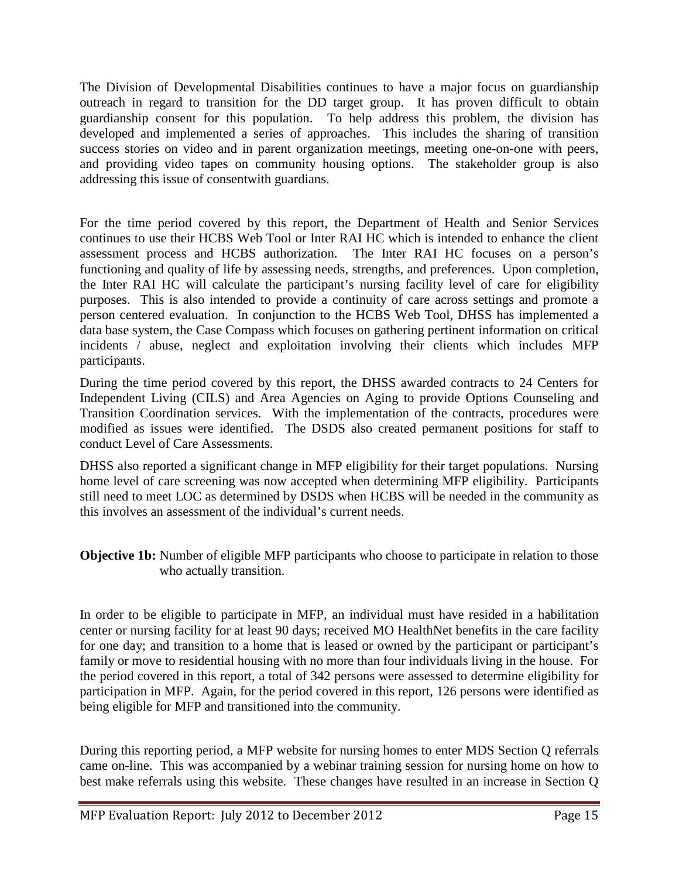The Division of Developmental Disabilities continues to have a major focus on guardianship outreach in regard to transition for the DD target group. It has proven difficult to obtain guardianship consent for this population. To help address this problem, the division has developed and implemented a series of approaches. This includes the sharing of transition success stories on video and in parent organization meetings, meeting one-on-one with peers, and providing video tapes on community housing options. The stakeholder group is also addressing this issue of consentwith guardians.

For the time period covered by this report, the Department of Health and Senior Services continues to use their HCBS Web Tool or Inter RAI HC which is intended to enhance the client assessment process and HCBS authorization. The Inter RAI HC focuses on a person's functioning and quality of life by assessing needs, strengths, and preferences. Upon completion, the Inter RAI HC will calculate the participant's nursing facility level of care for eligibility purposes. This is also intended to provide a continuity of care across settings and promote a person centered evaluation. In conjunction to the HCBS Web Tool, DHSS has implemented a data base system, the Case Compass which focuses on gathering pertinent information on critical incidents / abuse, neglect and exploitation involving their clients which includes MFP participants.

During the time period covered by this report, the DHSS awarded contracts to 24 Centers for Independent Living (CILS) and Area Agencies on Aging to provide Options Counseling and Transition Coordination services. With the implementation of the contracts, procedures were modified as issues were identified. The DSDS also created permanent positions for staff to conduct Level of Care Assessments.

DHSS also reported a significant change in MFP eligibility for their target populations. Nursing home level of care screening was now accepted when determining MFP eligibility. Participants still need to meet LOC as determined by DSDS when HCBS will be needed in the community as this involves an assessment of the individual's current needs.

**Objective 1b:** Number of eligible MFP participants who choose to participate in relation to those who actually transition.

In order to be eligible to participate in MFP, an individual must have resided in a habilitation center or nursing facility for at least 90 days; received MO HealthNet benefits in the care facility for one day; and transition to a home that is leased or owned by the participant or participant's family or move to residential housing with no more than four individuals living in the house. For the period covered in this report, a total of 342 persons were assessed to determine eligibility for participation in MFP. Again, for the period covered in this report, 126 persons were identified as being eligible for MFP and transitioned into the community.

During this reporting period, a MFP website for nursing homes to enter MDS Section Q referrals came on-line. This was accompanied by a webinar training session for nursing home on how to best make referrals using this website. These changes have resulted in an increase in Section Q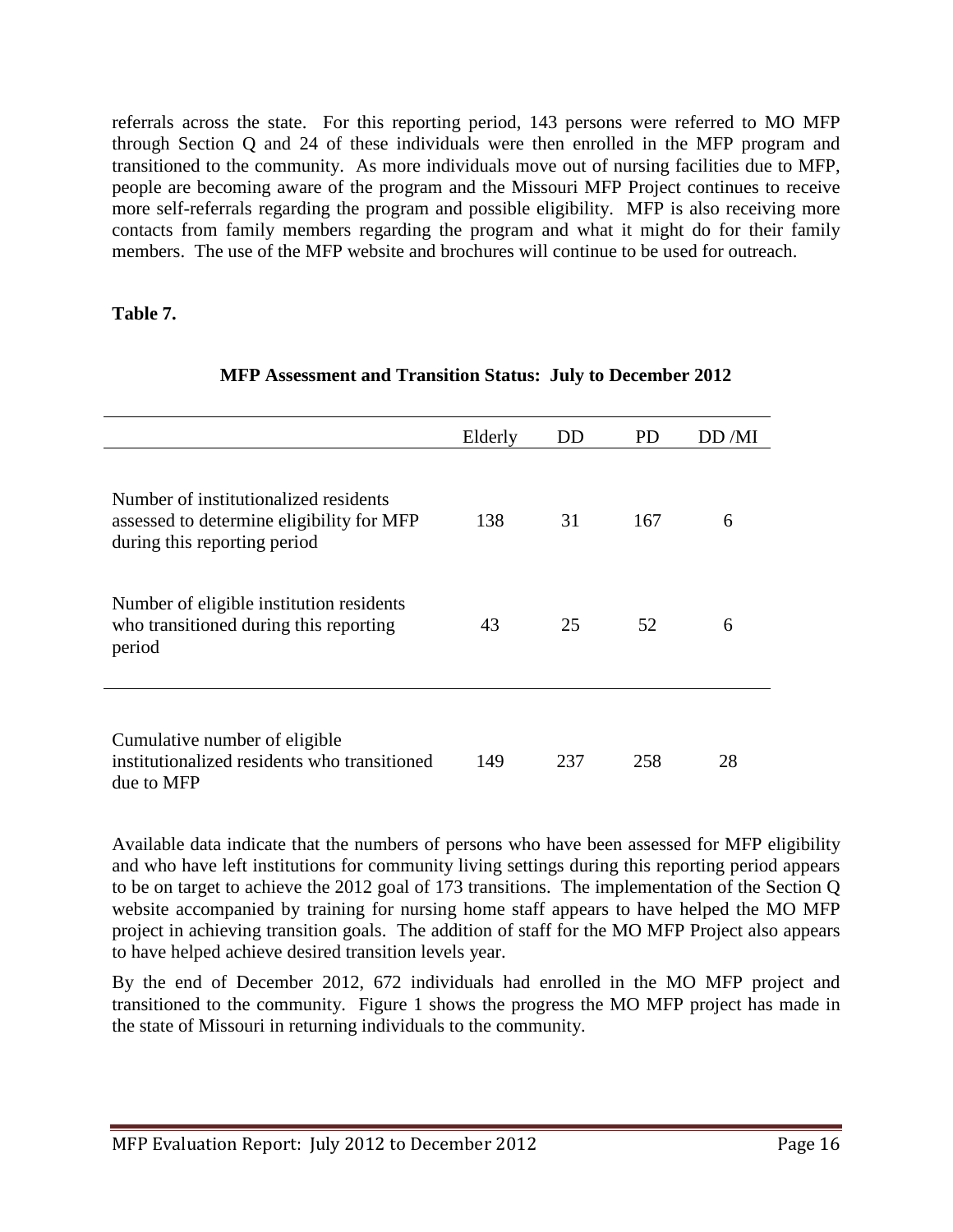referrals across the state. For this reporting period, 143 persons were referred to MO MFP through Section Q and 24 of these individuals were then enrolled in the MFP program and transitioned to the community. As more individuals move out of nursing facilities due to MFP, people are becoming aware of the program and the Missouri MFP Project continues to receive more self-referrals regarding the program and possible eligibility. MFP is also receiving more contacts from family members regarding the program and what it might do for their family members. The use of the MFP website and brochures will continue to be used for outreach.

**Table 7.**

**MFP Assessment and Transition Status: July to December 2012**

| | Elderly | DD | PD | DD /MI |
|---|---|---|---|---|
| Number of institutionalized residents assessed to determine eligibility for MFP during this reporting period | 138 | 31 | 167 | 6 |
| Number of eligible institution residents who transitioned during this reporting period | 43 | 25 | 52 | 6 |
| Cumulative number of eligible institutionalized residents who transitioned due to MFP | 149 | 237 | 258 | 28 |

Available data indicate that the numbers of persons who have been assessed for MFP eligibility and who have left institutions for community living settings during this reporting period appears to be on target to achieve the 2012 goal of 173 transitions. The implementation of the Section Q website accompanied by training for nursing home staff appears to have helped the MO MFP project in achieving transition goals. The addition of staff for the MO MFP Project also appears to have helped achieve desired transition levels year.

By the end of December 2012, 672 individuals had enrolled in the MO MFP project and transitioned to the community. Figure 1 shows the progress the MO MFP project has made in the state of Missouri in returning individuals to the community.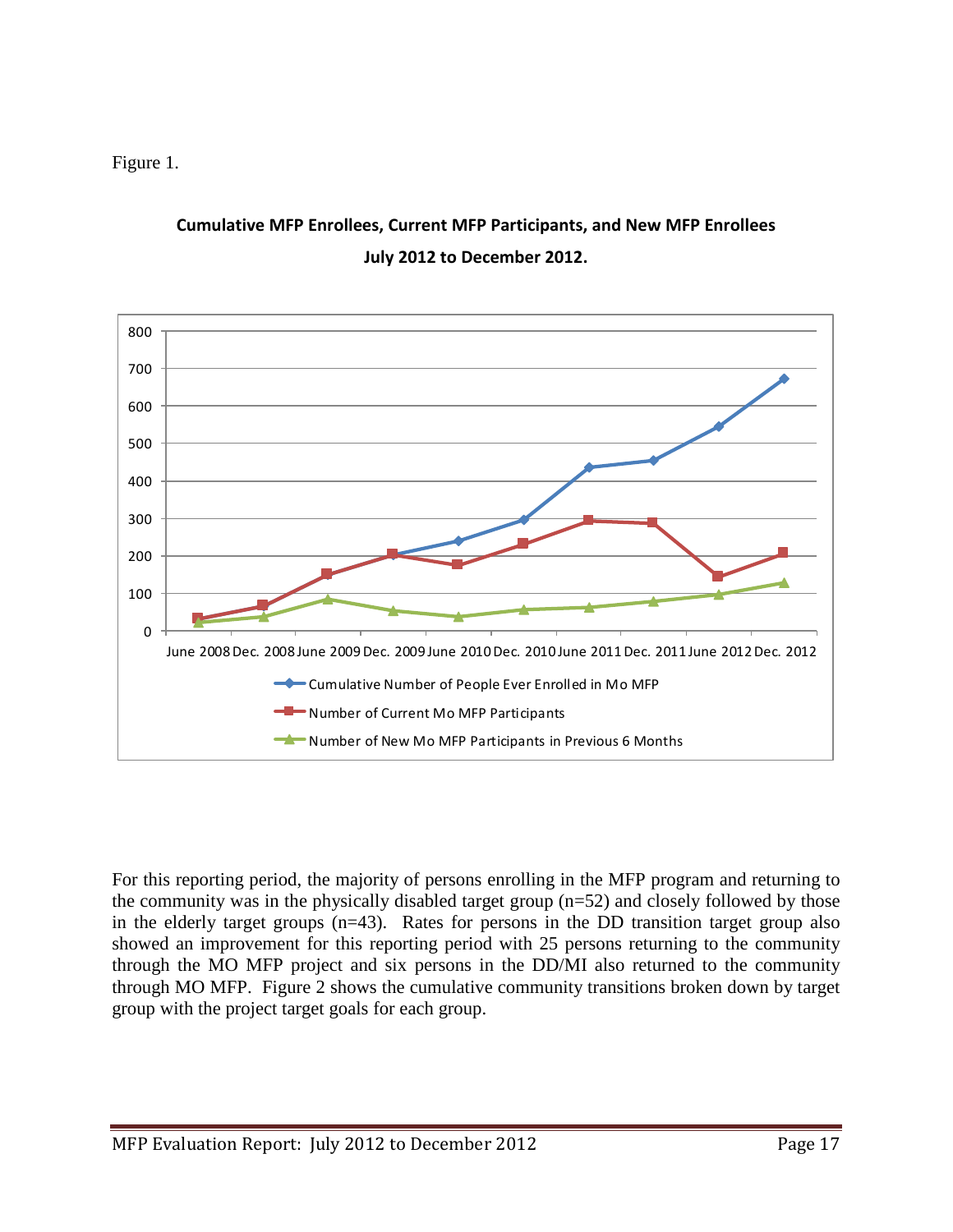Figure 1.

**Cumulative MFP Enrollees, Current MFP Participants, and New MFP Enrollees**
**July 2012 to December 2012.**

For this reporting period, the majority of persons enrolling in the MFP program and returning to the community was in the physically disabled target group (n=52) and closely followed by those in the elderly target groups (n=43). Rates for persons in the DD transition target group also showed an improvement for this reporting period with 25 persons returning to the community through the MO MFP project and six persons in the DD/MI also returned to the community through MO MFP. Figure 2 shows the cumulative community transitions broken down by target group with the project target goals for each group.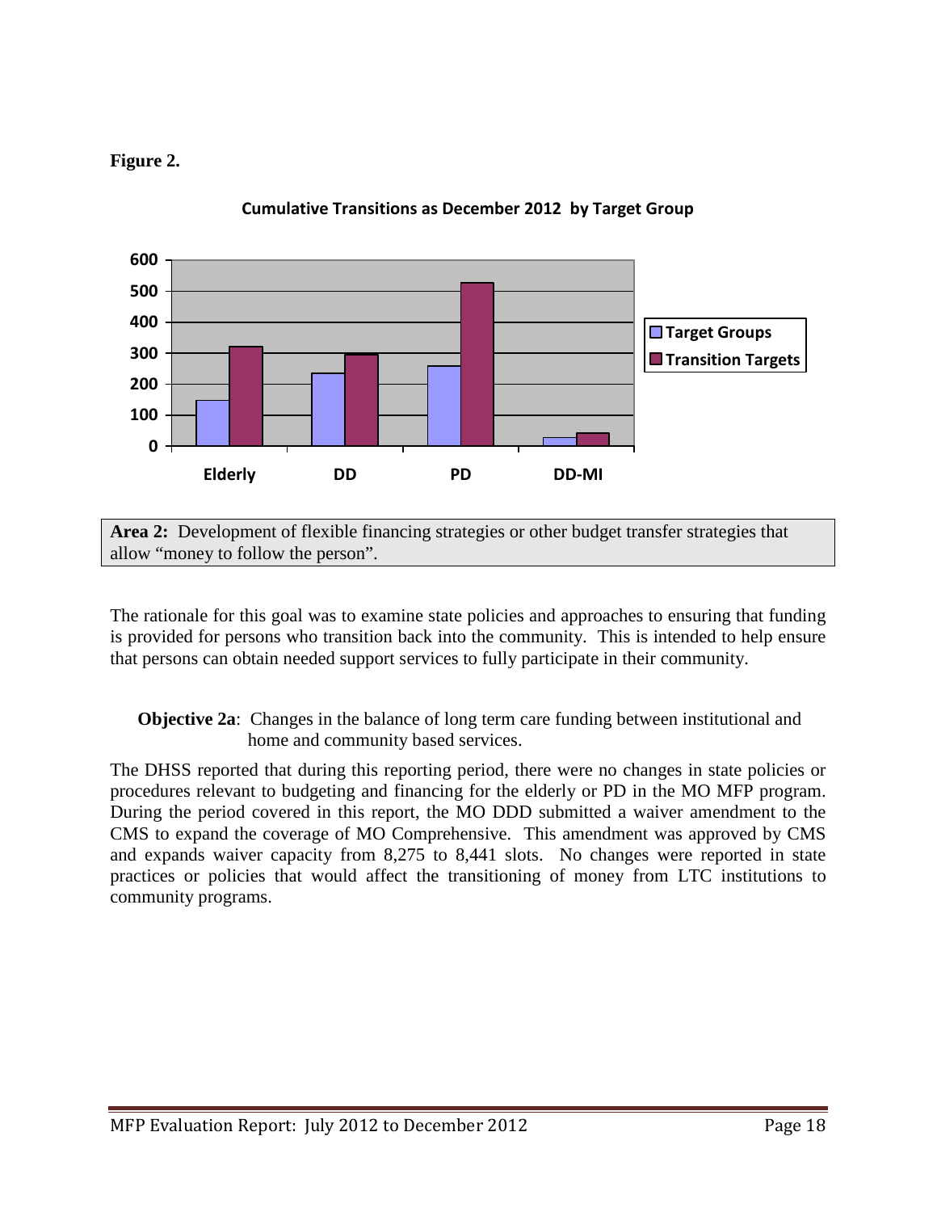**Figure 2.**

**Cumulative Transitions as December 2012 by Target Group**

**Area 2:** Development of flexible financing strategies or other budget transfer strategies that allow "money to follow the person".

The rationale for this goal was to examine state policies and approaches to ensuring that funding is provided for persons who transition back into the community. This is intended to help ensure that persons can obtain needed support services to fully participate in their community.

**Objective 2a**: Changes in the balance of long term care funding between institutional and home and community based services.

The DHSS reported that during this reporting period, there were no changes in state policies or procedures relevant to budgeting and financing for the elderly or PD in the MO MFP program. During the period covered in this report, the MO DDD submitted a waiver amendment to the CMS to expand the coverage of MO Comprehensive. This amendment was approved by CMS and expands waiver capacity from 8,275 to 8,441 slots. No changes were reported in state practices or policies that would affect the transitioning of money from LTC institutions to community programs.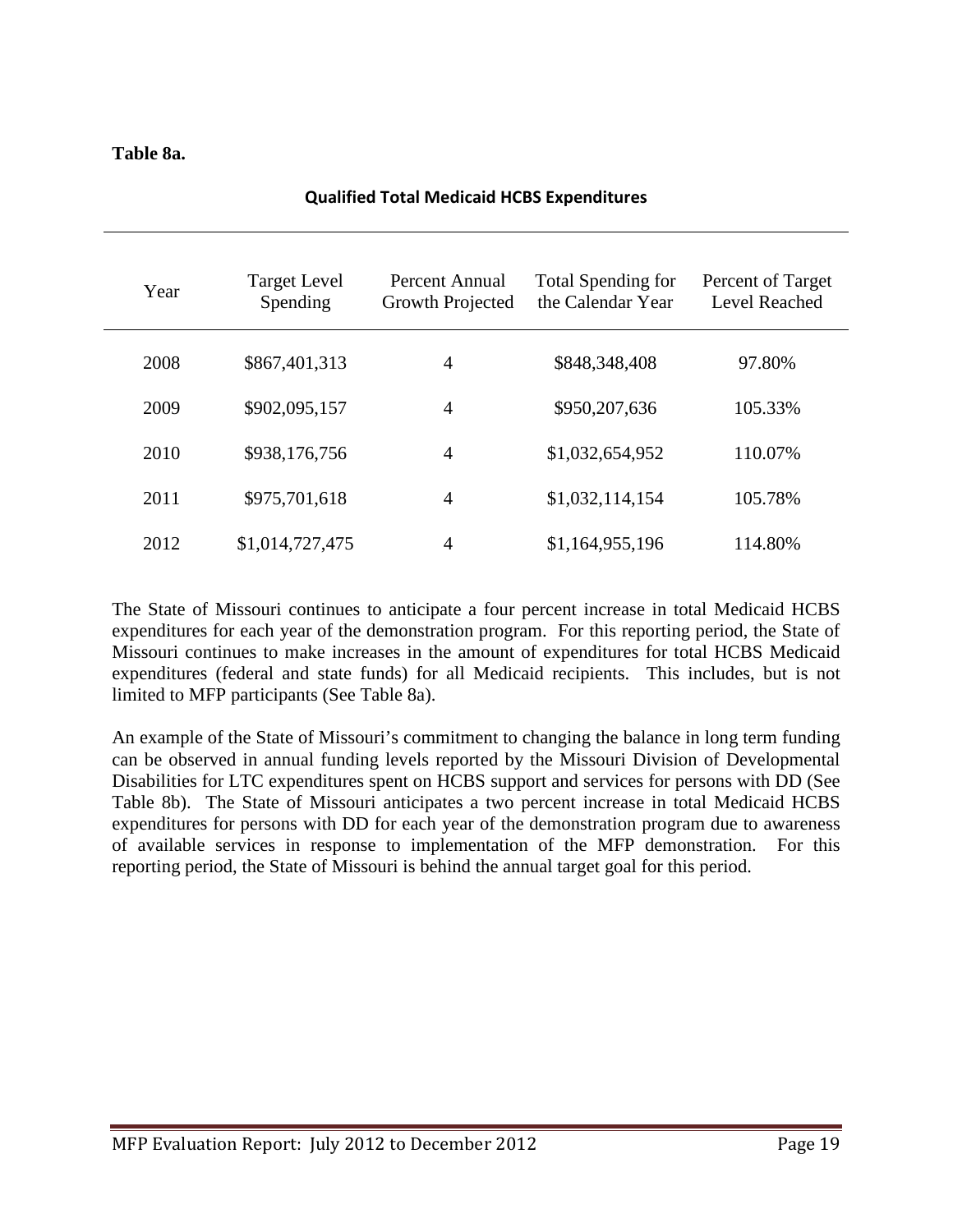**Table 8a.**

**Qualified Total Medicaid HCBS Expenditures**

| Year | Target Level Spending | Percent Annual Growth Projected | Total Spending for the Calendar Year | Percent of Target Level Reached |
|---|---|---|---|---|
| 2008 | $867,401,313 | 4 | $848,348,408 | 97.80% |
| 2009 | $902,095,157 | 4 | $950,207,636 | 105.33% |
| 2010 | $938,176,756 | 4 | $1,032,654,952 | 110.07% |
| 2011 | $975,701,618 | 4 | $1,032,114,154 | 105.78% |
| 2012 | $1,014,727,475 | 4 | $1,164,955,196 | 114.80% |

The State of Missouri continues to anticipate a four percent increase in total Medicaid HCBS expenditures for each year of the demonstration program. For this reporting period, the State of Missouri continues to make increases in the amount of expenditures for total HCBS Medicaid expenditures (federal and state funds) for all Medicaid recipients. This includes, but is not limited to MFP participants (See Table 8a).

An example of the State of Missouri's commitment to changing the balance in long term funding can be observed in annual funding levels reported by the Missouri Division of Developmental Disabilities for LTC expenditures spent on HCBS support and services for persons with DD (See Table 8b). The State of Missouri anticipates a two percent increase in total Medicaid HCBS expenditures for persons with DD for each year of the demonstration program due to awareness of available services in response to implementation of the MFP demonstration. For this reporting period, the State of Missouri is behind the annual target goal for this period.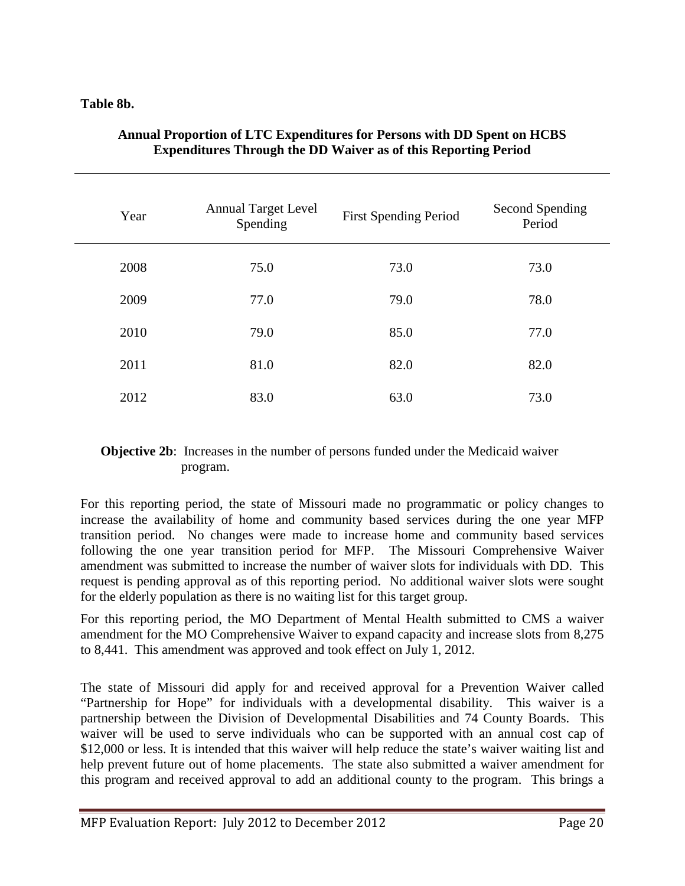**Table 8b.**

**Annual Proportion of LTC Expenditures for Persons with DD Spent on HCBS Expenditures Through the DD Waiver as of this Reporting Period**

| Year | Annual Target Level Spending | First Spending Period | Second Spending Period |
|---|---|---|---|
| 2008 | 75.0 | 73.0 | 73.0 |
| 2009 | 77.0 | 79.0 | 78.0 |
| 2010 | 79.0 | 85.0 | 77.0 |
| 2011 | 81.0 | 82.0 | 82.0 |
| 2012 | 83.0 | 63.0 | 73.0 |

**Objective 2b**: Increases in the number of persons funded under the Medicaid waiver program.

For this reporting period, the state of Missouri made no programmatic or policy changes to increase the availability of home and community based services during the one year MFP transition period. No changes were made to increase home and community based services following the one year transition period for MFP. The Missouri Comprehensive Waiver amendment was submitted to increase the number of waiver slots for individuals with DD. This request is pending approval as of this reporting period. No additional waiver slots were sought for the elderly population as there is no waiting list for this target group.

For this reporting period, the MO Department of Mental Health submitted to CMS a waiver amendment for the MO Comprehensive Waiver to expand capacity and increase slots from 8,275 to 8,441. This amendment was approved and took effect on July 1, 2012.

The state of Missouri did apply for and received approval for a Prevention Waiver called "Partnership for Hope" for individuals with a developmental disability. This waiver is a partnership between the Division of Developmental Disabilities and 74 County Boards. This waiver will be used to serve individuals who can be supported with an annual cost cap of $12,000 or less. It is intended that this waiver will help reduce the state's waiver waiting list and help prevent future out of home placements. The state also submitted a waiver amendment for this program and received approval to add an additional county to the program. This brings a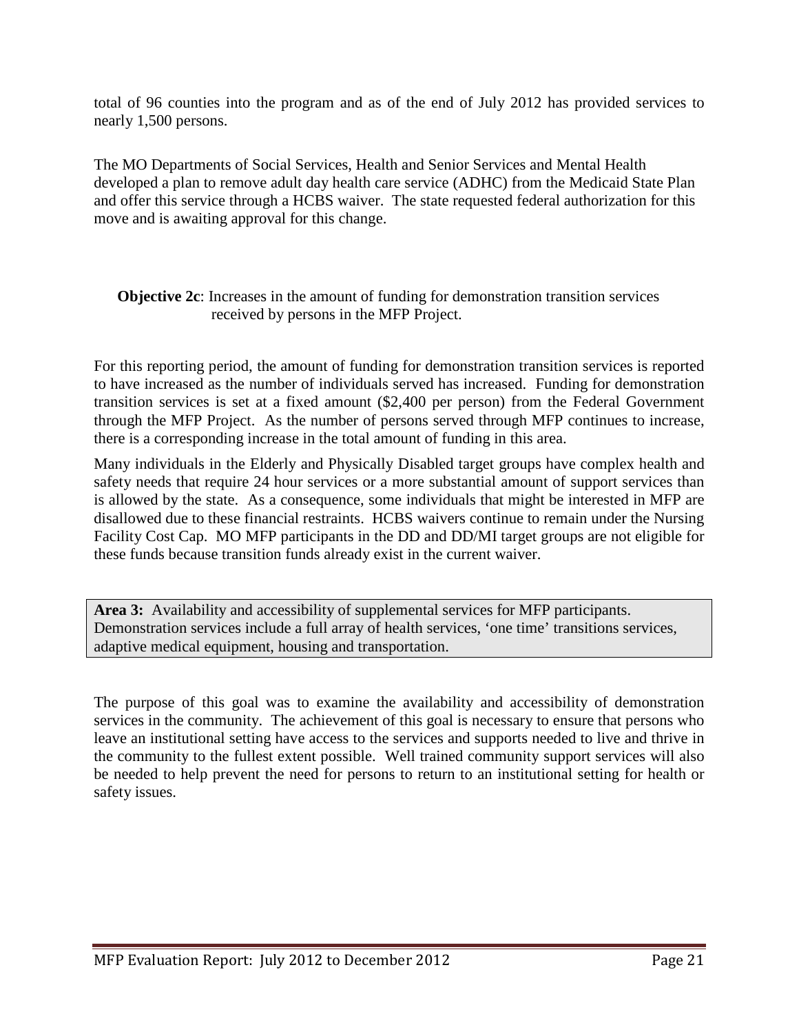total of 96 counties into the program and as of the end of July 2012 has provided services to nearly 1,500 persons.

The MO Departments of Social Services, Health and Senior Services and Mental Health developed a plan to remove adult day health care service (ADHC) from the Medicaid State Plan and offer this service through a HCBS waiver. The state requested federal authorization for this move and is awaiting approval for this change.

**Objective 2c**: Increases in the amount of funding for demonstration transition services received by persons in the MFP Project.

For this reporting period, the amount of funding for demonstration transition services is reported to have increased as the number of individuals served has increased. Funding for demonstration transition services is set at a fixed amount ($2,400 per person) from the Federal Government through the MFP Project. As the number of persons served through MFP continues to increase, there is a corresponding increase in the total amount of funding in this area.

Many individuals in the Elderly and Physically Disabled target groups have complex health and safety needs that require 24 hour services or a more substantial amount of support services than is allowed by the state. As a consequence, some individuals that might be interested in MFP are disallowed due to these financial restraints. HCBS waivers continue to remain under the Nursing Facility Cost Cap. MO MFP participants in the DD and DD/MI target groups are not eligible for these funds because transition funds already exist in the current waiver.

**Area 3:** Availability and accessibility of supplemental services for MFP participants. Demonstration services include a full array of health services, 'one time' transitions services, adaptive medical equipment, housing and transportation.

The purpose of this goal was to examine the availability and accessibility of demonstration services in the community. The achievement of this goal is necessary to ensure that persons who leave an institutional setting have access to the services and supports needed to live and thrive in the community to the fullest extent possible. Well trained community support services will also be needed to help prevent the need for persons to return to an institutional setting for health or safety issues.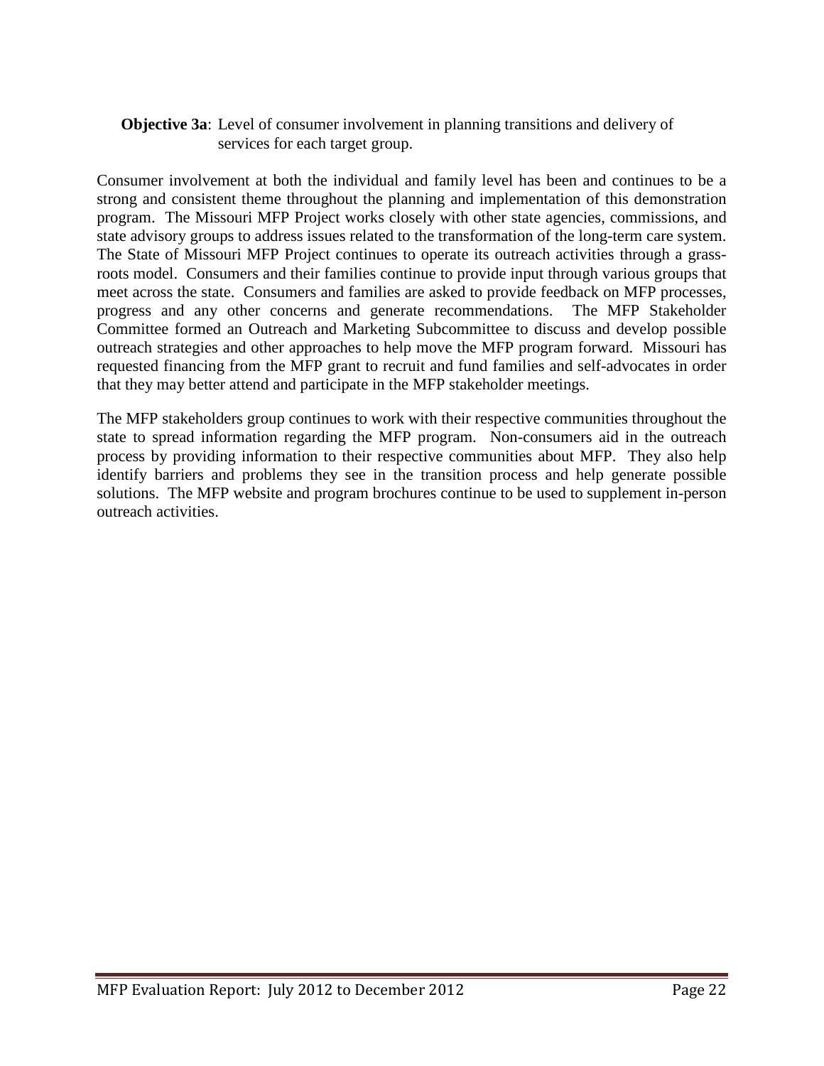**Objective 3a**: Level of consumer involvement in planning transitions and delivery of services for each target group.

Consumer involvement at both the individual and family level has been and continues to be a strong and consistent theme throughout the planning and implementation of this demonstration program. The Missouri MFP Project works closely with other state agencies, commissions, and state advisory groups to address issues related to the transformation of the long-term care system. The State of Missouri MFP Project continues to operate its outreach activities through a grass-roots model. Consumers and their families continue to provide input through various groups that meet across the state. Consumers and families are asked to provide feedback on MFP processes, progress and any other concerns and generate recommendations. The MFP Stakeholder Committee formed an Outreach and Marketing Subcommittee to discuss and develop possible outreach strategies and other approaches to help move the MFP program forward. Missouri has requested financing from the MFP grant to recruit and fund families and self-advocates in order that they may better attend and participate in the MFP stakeholder meetings.

The MFP stakeholders group continues to work with their respective communities throughout the state to spread information regarding the MFP program. Non-consumers aid in the outreach process by providing information to their respective communities about MFP. They also help identify barriers and problems they see in the transition process and help generate possible solutions. The MFP website and program brochures continue to be used to supplement in-person outreach activities.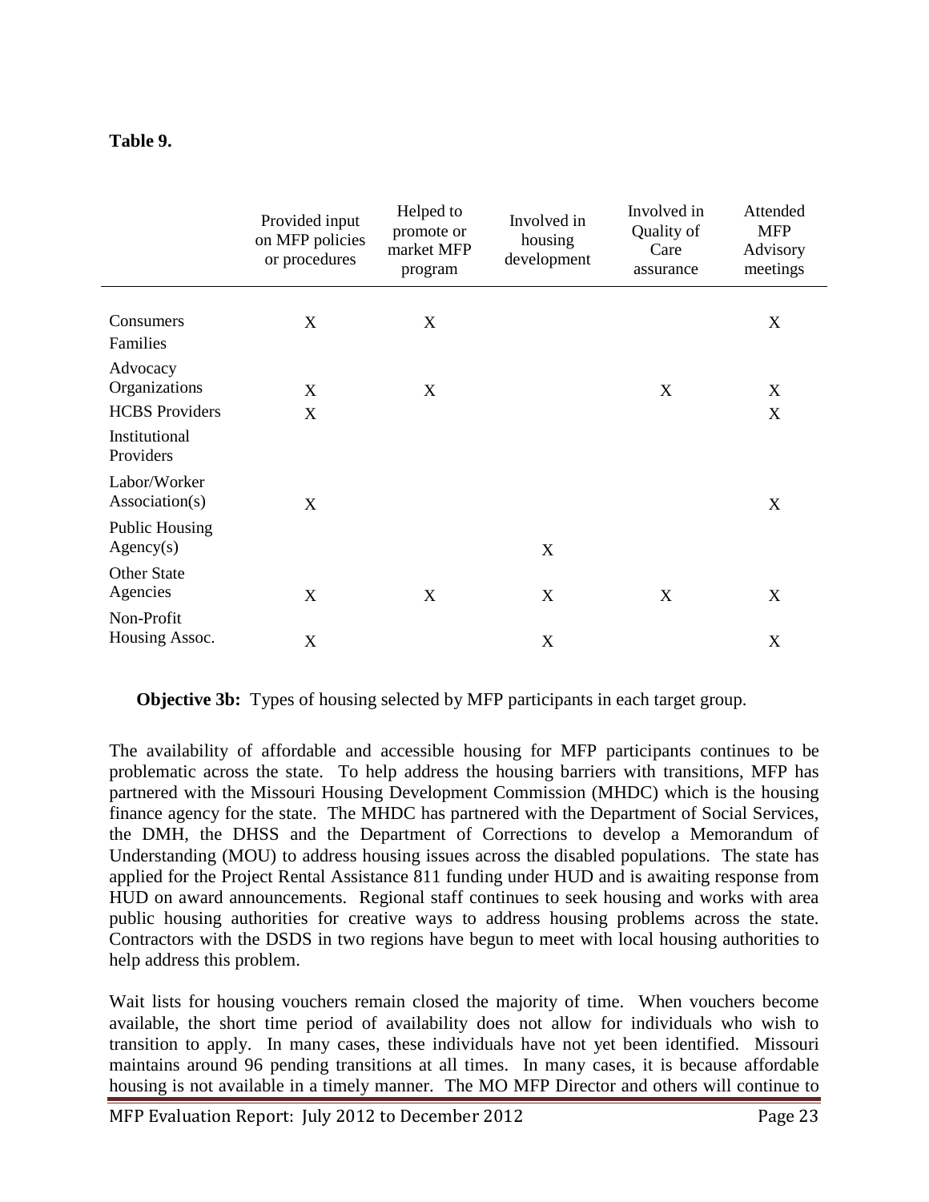**Table 9.**

| | Provided input on MFP policies or procedures | Helped to promote or market MFP program | Involved in housing development | Involved in Quality of Care assurance | Attended MFP Advisory meetings |
|---|---|---|---|---|---|
| Consumers Families | X | X | | | X |
| Advocacy Organizations | X | X | | X | X |
| HCBS Providers | X | | | | X |
| Institutional Providers | | | | | |
| Labor/Worker Association(s) | X | | | | X |
| Public Housing Agency(s) | | | X | | |
| Other State Agencies | X | X | X | X | X |
| Non-Profit Housing Assoc. | X | | X | | X |

**Objective 3b:** Types of housing selected by MFP participants in each target group.

The availability of affordable and accessible housing for MFP participants continues to be problematic across the state. To help address the housing barriers with transitions, MFP has partnered with the Missouri Housing Development Commission (MHDC) which is the housing finance agency for the state. The MHDC has partnered with the Department of Social Services, the DMH, the DHSS and the Department of Corrections to develop a Memorandum of Understanding (MOU) to address housing issues across the disabled populations. The state has applied for the Project Rental Assistance 811 funding under HUD and is awaiting response from HUD on award announcements. Regional staff continues to seek housing and works with area public housing authorities for creative ways to address housing problems across the state. Contractors with the DSDS in two regions have begun to meet with local housing authorities to help address this problem.

Wait lists for housing vouchers remain closed the majority of time. When vouchers become available, the short time period of availability does not allow for individuals who wish to transition to apply. In many cases, these individuals have not yet been identified. Missouri maintains around 96 pending transitions at all times. In many cases, it is because affordable housing is not available in a timely manner. The MO MFP Director and others will continue to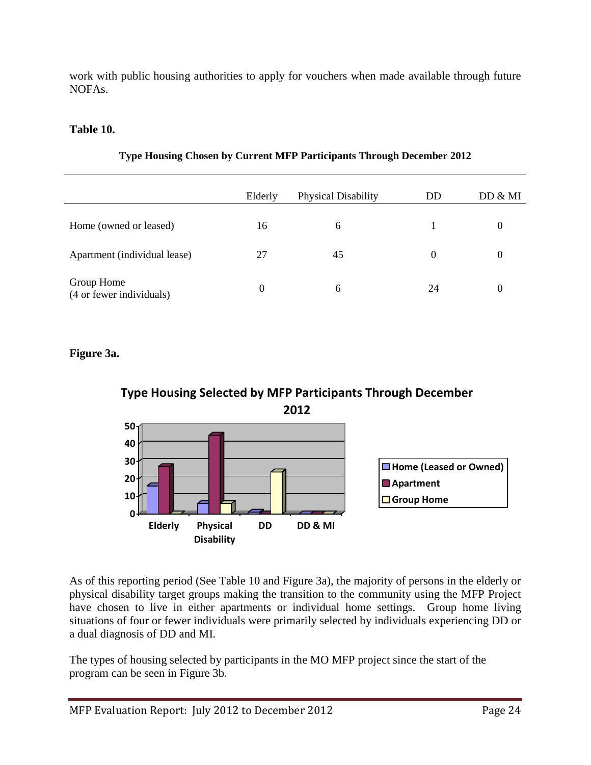work with public housing authorities to apply for vouchers when made available through future NOFAs.

**Table 10.**

**Type Housing Chosen by Current MFP Participants Through December 2012**

| | Elderly | Physical Disability | DD | DD & MI |
|---|---|---|---|---|
| Home (owned or leased) | 16 | 6 | 1 | 0 |
| Apartment (individual lease) | 27 | 45 | 0 | 0 |
| Group Home (4 or fewer individuals) | 0 | 6 | 24 | 0 |

**Figure 3a.**

**Type Housing Selected by MFP Participants Through December 2012**

As of this reporting period (See Table 10 and Figure 3a), the majority of persons in the elderly or physical disability target groups making the transition to the community using the MFP Project have chosen to live in either apartments or individual home settings. Group home living situations of four or fewer individuals were primarily selected by individuals experiencing DD or a dual diagnosis of DD and MI.

The types of housing selected by participants in the MO MFP project since the start of the program can be seen in Figure 3b.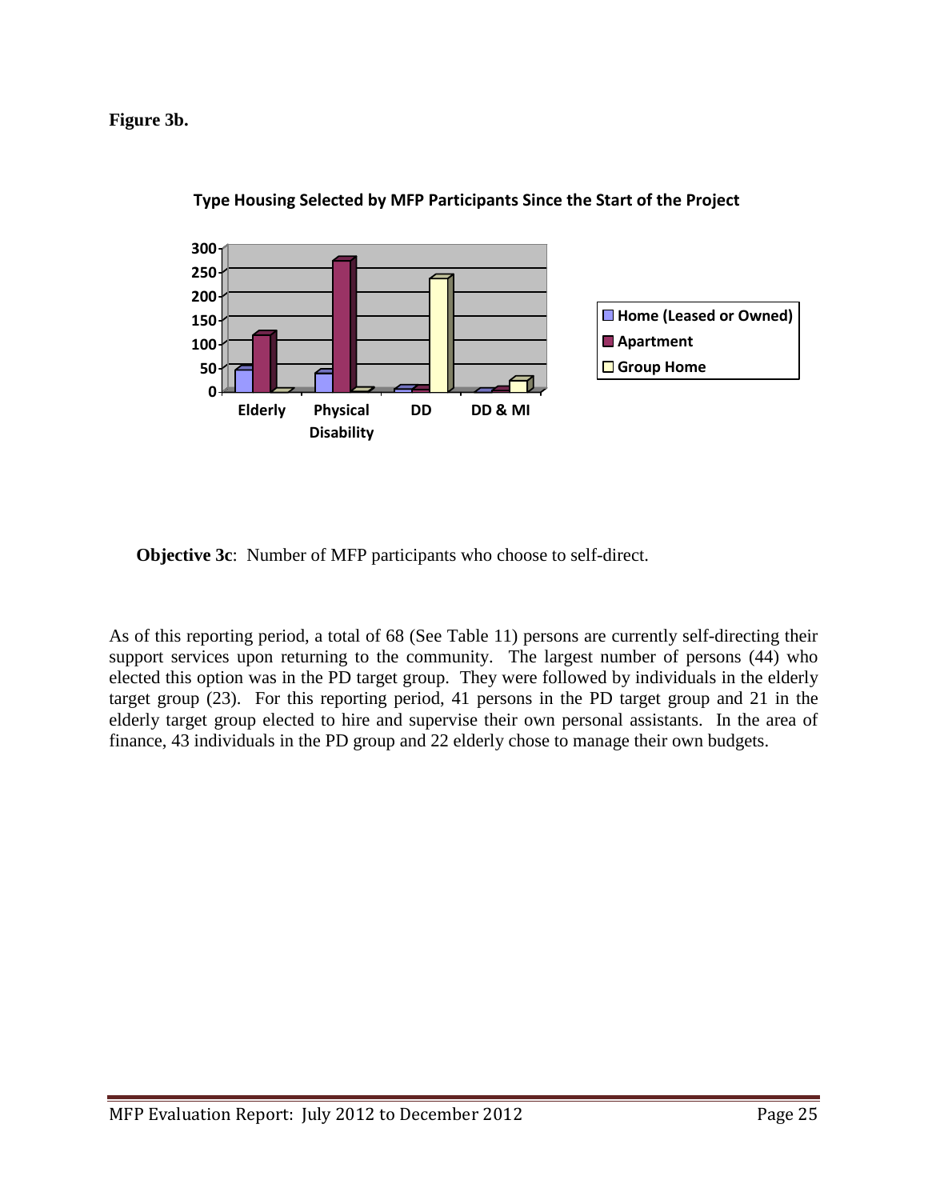**Figure 3b.**

**Type Housing Selected by MFP Participants Since the Start of the Project**

**Objective 3c**: Number of MFP participants who choose to self-direct.

As of this reporting period, a total of 68 (See Table 11) persons are currently self-directing their support services upon returning to the community. The largest number of persons (44) who elected this option was in the PD target group. They were followed by individuals in the elderly target group (23). For this reporting period, 41 persons in the PD target group and 21 in the elderly target group elected to hire and supervise their own personal assistants. In the area of finance, 43 individuals in the PD group and 22 elderly chose to manage their own budgets.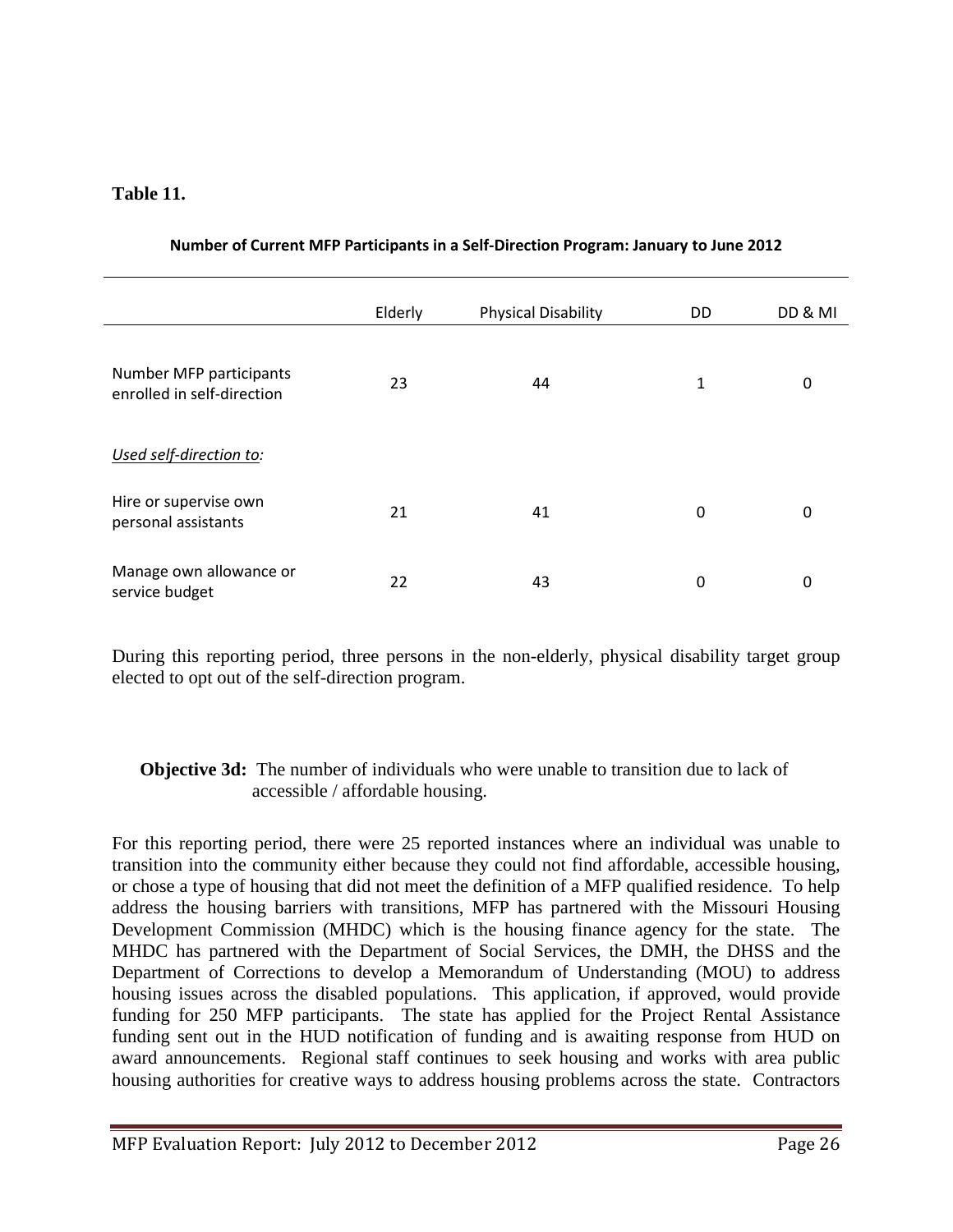**Table 11.**

**Number of Current MFP Participants in a Self-Direction Program: January to June 2012**

| | Elderly | Physical Disability | DD | DD & MI |
|---|---|---|---|---|
| Number MFP participants enrolled in self-direction | 23 | 44 | 1 | 0 |
| *Used self-direction to:* | | | | |
| Hire or supervise own personal assistants | 21 | 41 | 0 | 0 |
| Manage own allowance or service budget | 22 | 43 | 0 | 0 |

During this reporting period, three persons in the non-elderly, physical disability target group elected to opt out of the self-direction program.

**Objective 3d:** The number of individuals who were unable to transition due to lack of accessible / affordable housing.

For this reporting period, there were 25 reported instances where an individual was unable to transition into the community either because they could not find affordable, accessible housing, or chose a type of housing that did not meet the definition of a MFP qualified residence. To help address the housing barriers with transitions, MFP has partnered with the Missouri Housing Development Commission (MHDC) which is the housing finance agency for the state. The MHDC has partnered with the Department of Social Services, the DMH, the DHSS and the Department of Corrections to develop a Memorandum of Understanding (MOU) to address housing issues across the disabled populations. This application, if approved, would provide funding for 250 MFP participants. The state has applied for the Project Rental Assistance funding sent out in the HUD notification of funding and is awaiting response from HUD on award announcements. Regional staff continues to seek housing and works with area public housing authorities for creative ways to address housing problems across the state. Contractors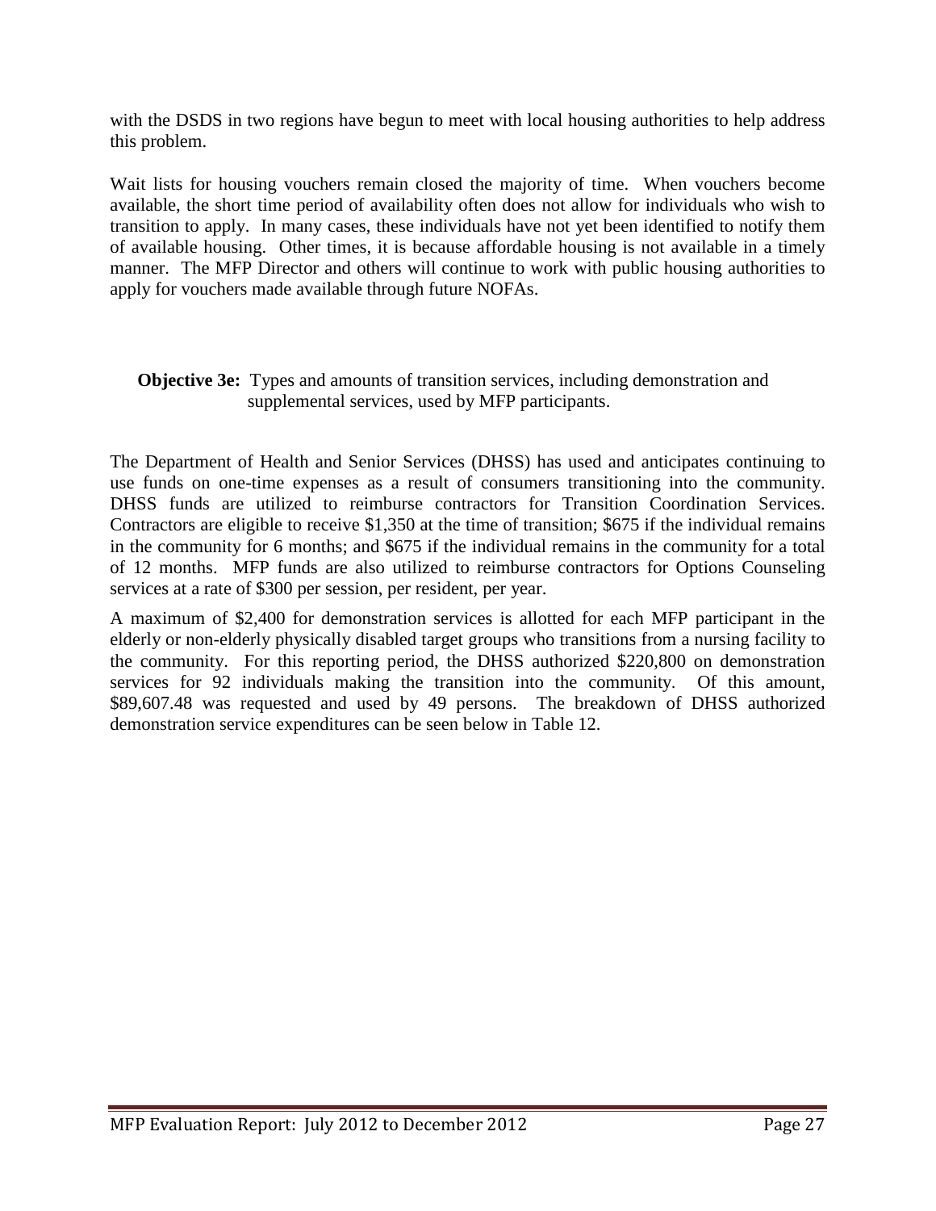with the DSDS in two regions have begun to meet with local housing authorities to help address this problem.

Wait lists for housing vouchers remain closed the majority of time. When vouchers become available, the short time period of availability often does not allow for individuals who wish to transition to apply. In many cases, these individuals have not yet been identified to notify them of available housing. Other times, it is because affordable housing is not available in a timely manner. The MFP Director and others will continue to work with public housing authorities to apply for vouchers made available through future NOFAs.

**Objective 3e:** Types and amounts of transition services, including demonstration and supplemental services, used by MFP participants.

The Department of Health and Senior Services (DHSS) has used and anticipates continuing to use funds on one-time expenses as a result of consumers transitioning into the community. DHSS funds are utilized to reimburse contractors for Transition Coordination Services. Contractors are eligible to receive $1,350 at the time of transition; $675 if the individual remains in the community for 6 months; and $675 if the individual remains in the community for a total of 12 months. MFP funds are also utilized to reimburse contractors for Options Counseling services at a rate of $300 per session, per resident, per year.

A maximum of $2,400 for demonstration services is allotted for each MFP participant in the elderly or non-elderly physically disabled target groups who transitions from a nursing facility to the community. For this reporting period, the DHSS authorized $220,800 on demonstration services for 92 individuals making the transition into the community. Of this amount, $89,607.48 was requested and used by 49 persons. The breakdown of DHSS authorized demonstration service expenditures can be seen below in Table 12.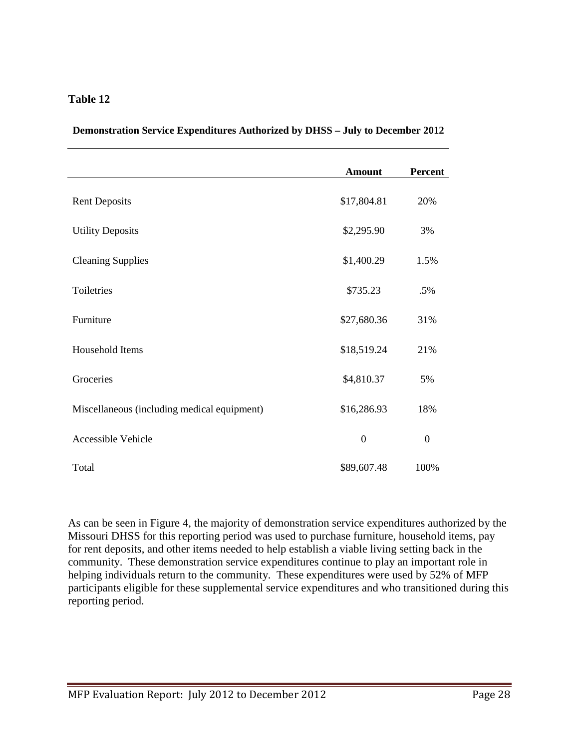**Table 12**

**Demonstration Service Expenditures Authorized by DHSS – July to December 2012**

| | **Amount** | **Percent** |
|---|---|---|
| Rent Deposits | $17,804.81 | 20% |
| Utility Deposits | $2,295.90 | 3% |
| Cleaning Supplies | $1,400.29 | 1.5% |
| Toiletries | $735.23 | .5% |
| Furniture | $27,680.36 | 31% |
| Household Items | $18,519.24 | 21% |
| Groceries | $4,810.37 | 5% |
| Miscellaneous (including medical equipment) | $16,286.93 | 18% |
| Accessible Vehicle | 0 | 0 |
| Total | $89,607.48 | 100% |

As can be seen in Figure 4, the majority of demonstration service expenditures authorized by the Missouri DHSS for this reporting period was used to purchase furniture, household items, pay for rent deposits, and other items needed to help establish a viable living setting back in the community. These demonstration service expenditures continue to play an important role in helping individuals return to the community. These expenditures were used by 52% of MFP participants eligible for these supplemental service expenditures and who transitioned during this reporting period.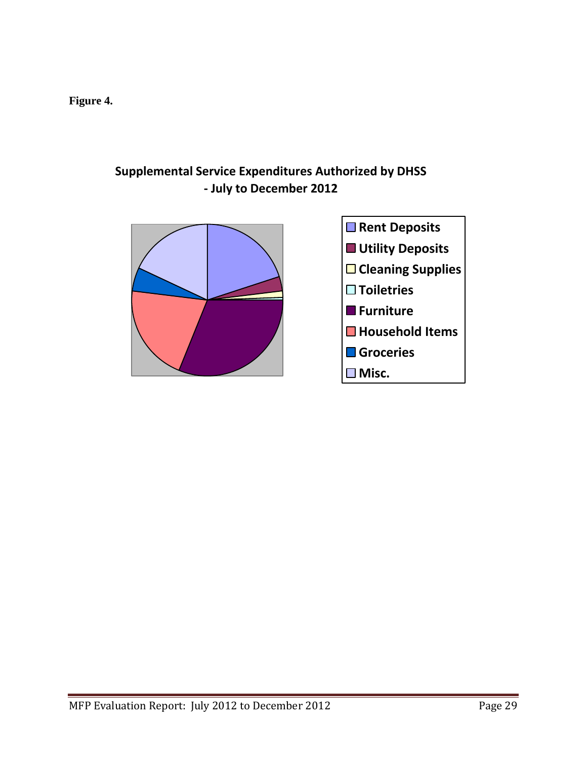**Figure 4.**

**Supplemental Service Expenditures Authorized by DHSS - July to December 2012**

- Rent Deposits
- Utility Deposits
- Cleaning Supplies
- Toiletries
- Furniture
- Household Items
- Groceries
- Misc.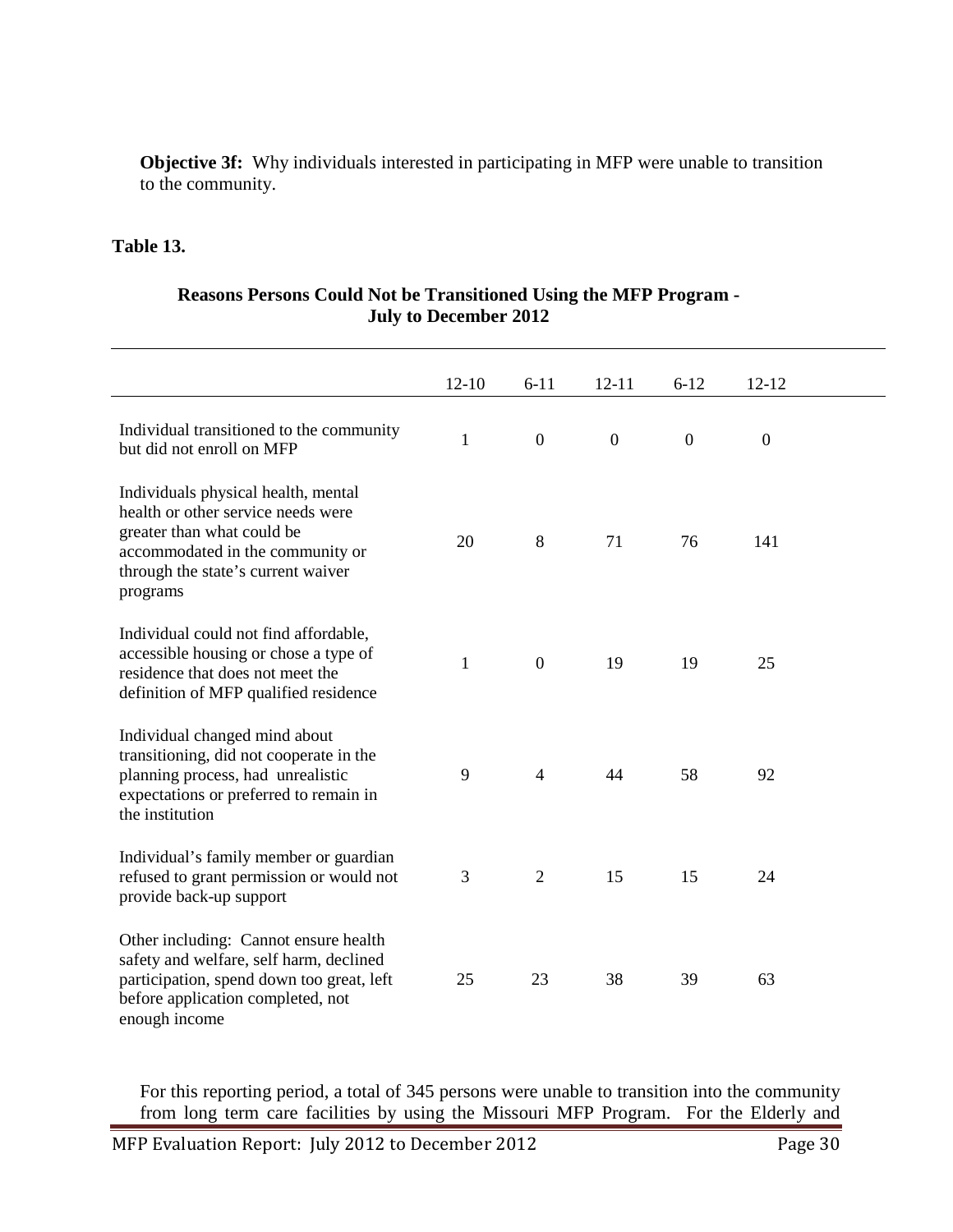**Objective 3f:** Why individuals interested in participating in MFP were unable to transition to the community.

**Table 13.**

**Reasons Persons Could Not be Transitioned Using the MFP Program - July to December 2012**

| | 12-10 | 6-11 | 12-11 | 6-12 | 12-12 |
|---|---|---|---|---|---|
| Individual transitioned to the community but did not enroll on MFP | 1 | 0 | 0 | 0 | 0 |
| Individuals physical health, mental health or other service needs were greater than what could be accommodated in the community or through the state's current waiver programs | 20 | 8 | 71 | 76 | 141 |
| Individual could not find affordable, accessible housing or chose a type of residence that does not meet the definition of MFP qualified residence | 1 | 0 | 19 | 19 | 25 |
| Individual changed mind about transitioning, did not cooperate in the planning process, had unrealistic expectations or preferred to remain in the institution | 9 | 4 | 44 | 58 | 92 |
| Individual's family member or guardian refused to grant permission or would not provide back-up support | 3 | 2 | 15 | 15 | 24 |
| Other including: Cannot ensure health safety and welfare, self harm, declined participation, spend down too great, left before application completed, not enough income | 25 | 23 | 38 | 39 | 63 |

For this reporting period, a total of 345 persons were unable to transition into the community from long term care facilities by using the Missouri MFP Program. For the Elderly and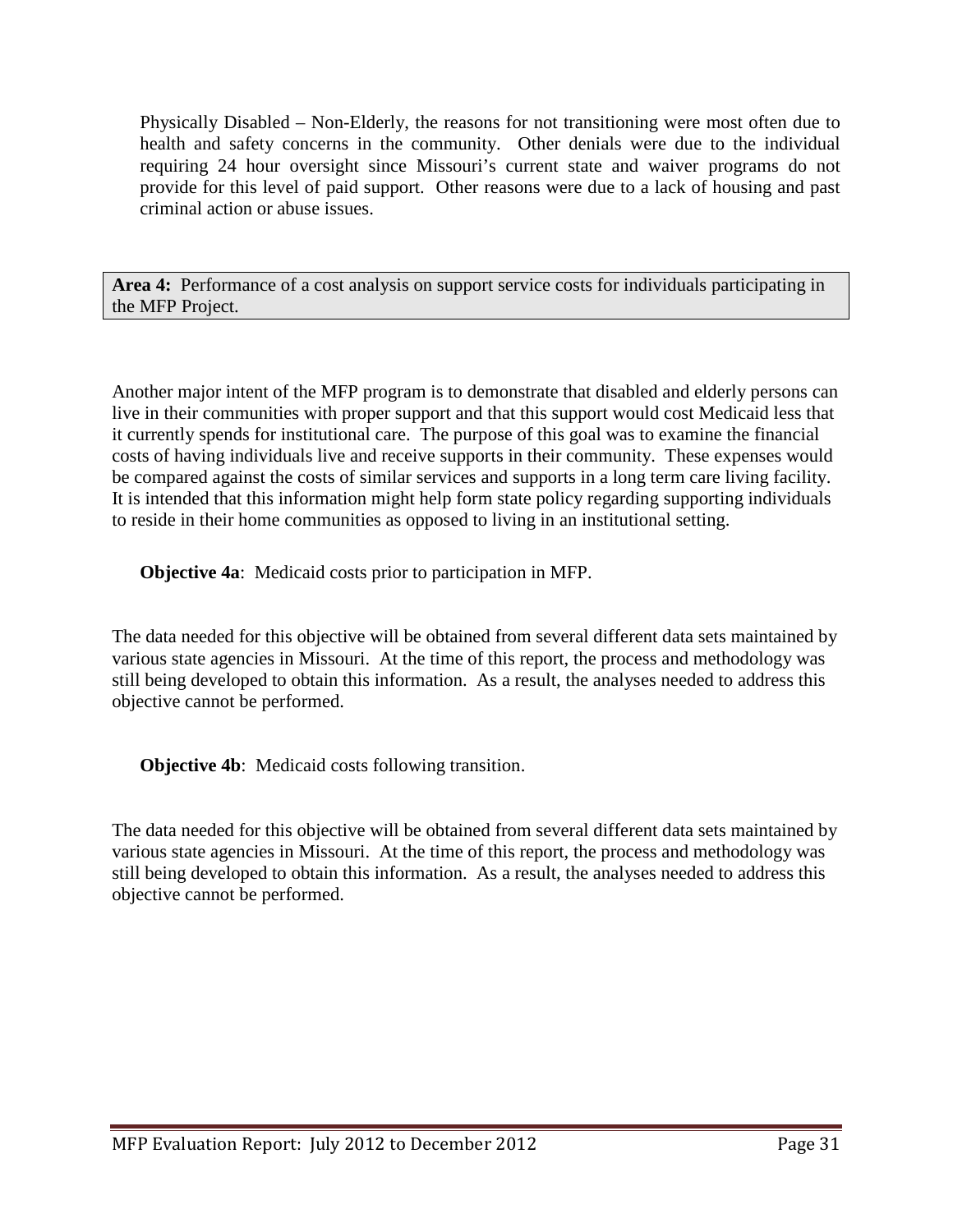Physically Disabled – Non-Elderly, the reasons for not transitioning were most often due to health and safety concerns in the community. Other denials were due to the individual requiring 24 hour oversight since Missouri's current state and waiver programs do not provide for this level of paid support. Other reasons were due to a lack of housing and past criminal action or abuse issues.

**Area 4:** Performance of a cost analysis on support service costs for individuals participating in the MFP Project.

Another major intent of the MFP program is to demonstrate that disabled and elderly persons can live in their communities with proper support and that this support would cost Medicaid less that it currently spends for institutional care. The purpose of this goal was to examine the financial costs of having individuals live and receive supports in their community. These expenses would be compared against the costs of similar services and supports in a long term care living facility. It is intended that this information might help form state policy regarding supporting individuals to reside in their home communities as opposed to living in an institutional setting.

**Objective 4a**: Medicaid costs prior to participation in MFP.

The data needed for this objective will be obtained from several different data sets maintained by various state agencies in Missouri. At the time of this report, the process and methodology was still being developed to obtain this information. As a result, the analyses needed to address this objective cannot be performed.

**Objective 4b**: Medicaid costs following transition.

The data needed for this objective will be obtained from several different data sets maintained by various state agencies in Missouri. At the time of this report, the process and methodology was still being developed to obtain this information. As a result, the analyses needed to address this objective cannot be performed.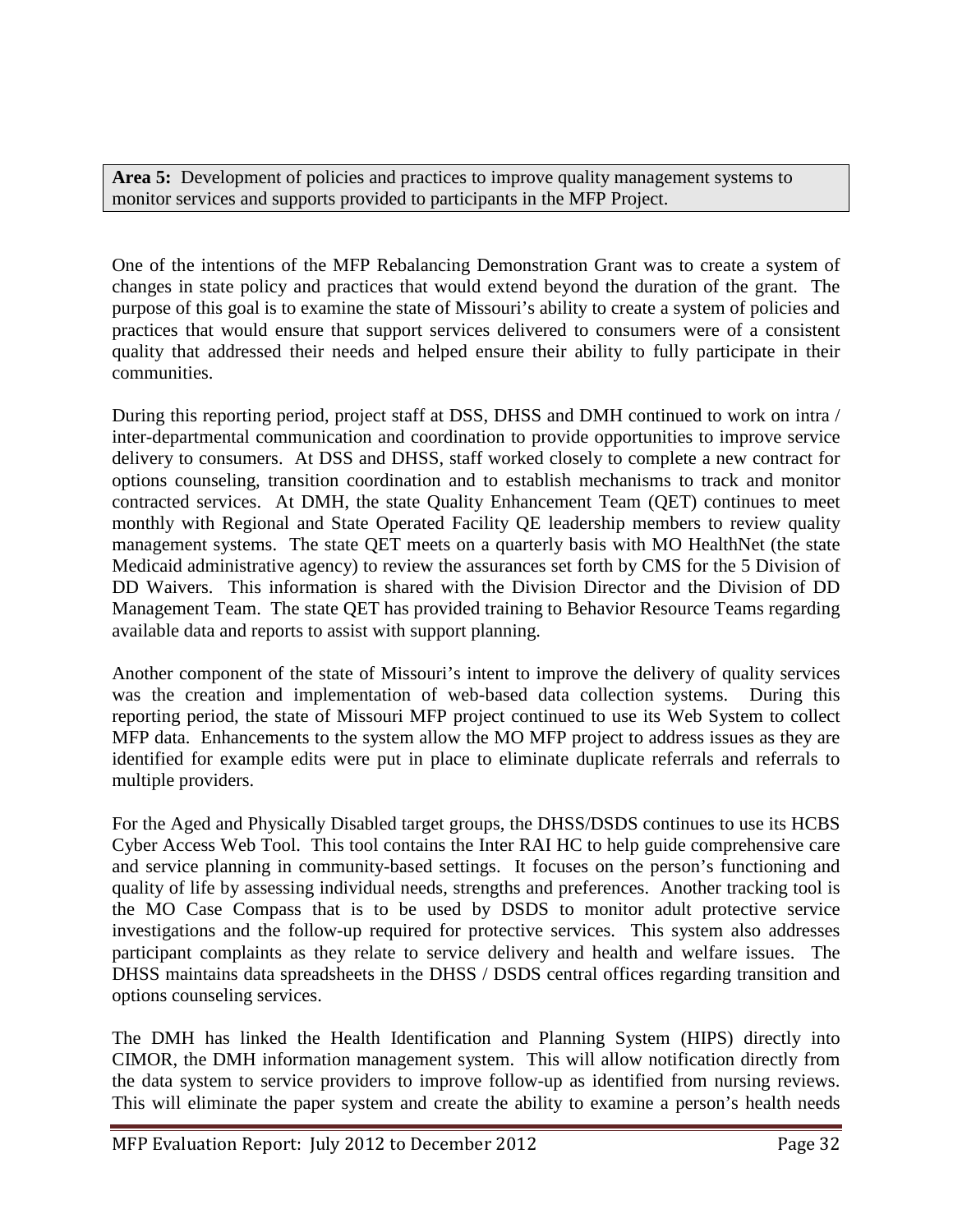**Area 5:** Development of policies and practices to improve quality management systems to monitor services and supports provided to participants in the MFP Project.

One of the intentions of the MFP Rebalancing Demonstration Grant was to create a system of changes in state policy and practices that would extend beyond the duration of the grant. The purpose of this goal is to examine the state of Missouri's ability to create a system of policies and practices that would ensure that support services delivered to consumers were of a consistent quality that addressed their needs and helped ensure their ability to fully participate in their communities.

During this reporting period, project staff at DSS, DHSS and DMH continued to work on intra / inter-departmental communication and coordination to provide opportunities to improve service delivery to consumers. At DSS and DHSS, staff worked closely to complete a new contract for options counseling, transition coordination and to establish mechanisms to track and monitor contracted services. At DMH, the state Quality Enhancement Team (QET) continues to meet monthly with Regional and State Operated Facility QE leadership members to review quality management systems. The state QET meets on a quarterly basis with MO HealthNet (the state Medicaid administrative agency) to review the assurances set forth by CMS for the 5 Division of DD Waivers. This information is shared with the Division Director and the Division of DD Management Team. The state QET has provided training to Behavior Resource Teams regarding available data and reports to assist with support planning.

Another component of the state of Missouri's intent to improve the delivery of quality services was the creation and implementation of web-based data collection systems. During this reporting period, the state of Missouri MFP project continued to use its Web System to collect MFP data. Enhancements to the system allow the MO MFP project to address issues as they are identified for example edits were put in place to eliminate duplicate referrals and referrals to multiple providers.

For the Aged and Physically Disabled target groups, the DHSS/DSDS continues to use its HCBS Cyber Access Web Tool. This tool contains the Inter RAI HC to help guide comprehensive care and service planning in community-based settings. It focuses on the person's functioning and quality of life by assessing individual needs, strengths and preferences. Another tracking tool is the MO Case Compass that is to be used by DSDS to monitor adult protective service investigations and the follow-up required for protective services. This system also addresses participant complaints as they relate to service delivery and health and welfare issues. The DHSS maintains data spreadsheets in the DHSS / DSDS central offices regarding transition and options counseling services.

The DMH has linked the Health Identification and Planning System (HIPS) directly into CIMOR, the DMH information management system. This will allow notification directly from the data system to service providers to improve follow-up as identified from nursing reviews. This will eliminate the paper system and create the ability to examine a person's health needs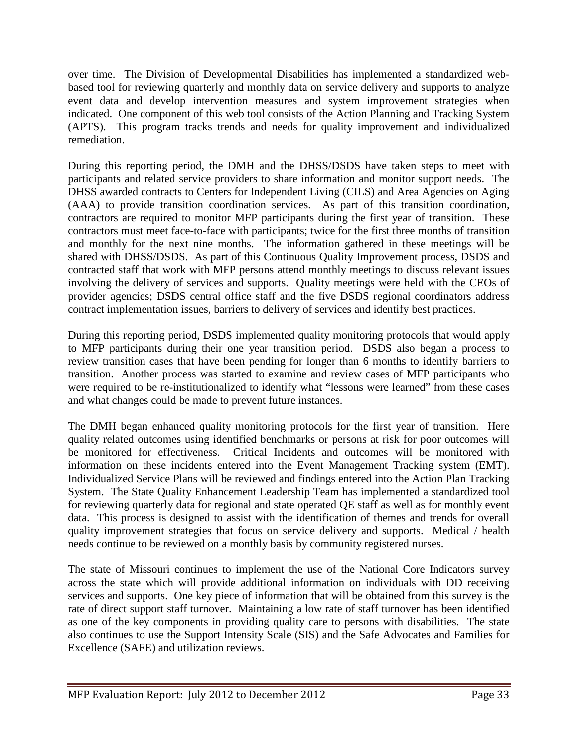over time. The Division of Developmental Disabilities has implemented a standardized web-based tool for reviewing quarterly and monthly data on service delivery and supports to analyze event data and develop intervention measures and system improvement strategies when indicated. One component of this web tool consists of the Action Planning and Tracking System (APTS). This program tracks trends and needs for quality improvement and individualized remediation.

During this reporting period, the DMH and the DHSS/DSDS have taken steps to meet with participants and related service providers to share information and monitor support needs. The DHSS awarded contracts to Centers for Independent Living (CILS) and Area Agencies on Aging (AAA) to provide transition coordination services. As part of this transition coordination, contractors are required to monitor MFP participants during the first year of transition. These contractors must meet face-to-face with participants; twice for the first three months of transition and monthly for the next nine months. The information gathered in these meetings will be shared with DHSS/DSDS. As part of this Continuous Quality Improvement process, DSDS and contracted staff that work with MFP persons attend monthly meetings to discuss relevant issues involving the delivery of services and supports. Quality meetings were held with the CEOs of provider agencies; DSDS central office staff and the five DSDS regional coordinators address contract implementation issues, barriers to delivery of services and identify best practices.

During this reporting period, DSDS implemented quality monitoring protocols that would apply to MFP participants during their one year transition period. DSDS also began a process to review transition cases that have been pending for longer than 6 months to identify barriers to transition. Another process was started to examine and review cases of MFP participants who were required to be re-institutionalized to identify what "lessons were learned" from these cases and what changes could be made to prevent future instances.

The DMH began enhanced quality monitoring protocols for the first year of transition. Here quality related outcomes using identified benchmarks or persons at risk for poor outcomes will be monitored for effectiveness. Critical Incidents and outcomes will be monitored with information on these incidents entered into the Event Management Tracking system (EMT). Individualized Service Plans will be reviewed and findings entered into the Action Plan Tracking System. The State Quality Enhancement Leadership Team has implemented a standardized tool for reviewing quarterly data for regional and state operated QE staff as well as for monthly event data. This process is designed to assist with the identification of themes and trends for overall quality improvement strategies that focus on service delivery and supports. Medical / health needs continue to be reviewed on a monthly basis by community registered nurses.

The state of Missouri continues to implement the use of the National Core Indicators survey across the state which will provide additional information on individuals with DD receiving services and supports. One key piece of information that will be obtained from this survey is the rate of direct support staff turnover. Maintaining a low rate of staff turnover has been identified as one of the key components in providing quality care to persons with disabilities. The state also continues to use the Support Intensity Scale (SIS) and the Safe Advocates and Families for Excellence (SAFE) and utilization reviews.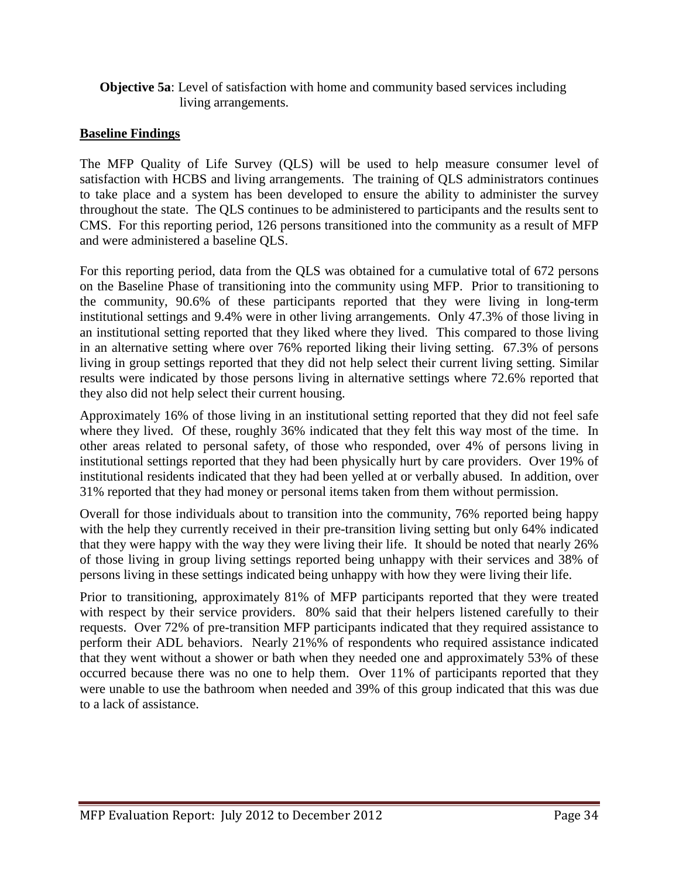**Objective 5a**: Level of satisfaction with home and community based services including living arrangements.

**Baseline Findings**

The MFP Quality of Life Survey (QLS) will be used to help measure consumer level of satisfaction with HCBS and living arrangements. The training of QLS administrators continues to take place and a system has been developed to ensure the ability to administer the survey throughout the state. The QLS continues to be administered to participants and the results sent to CMS. For this reporting period, 126 persons transitioned into the community as a result of MFP and were administered a baseline QLS.

For this reporting period, data from the QLS was obtained for a cumulative total of 672 persons on the Baseline Phase of transitioning into the community using MFP. Prior to transitioning to the community, 90.6% of these participants reported that they were living in long-term institutional settings and 9.4% were in other living arrangements. Only 47.3% of those living in an institutional setting reported that they liked where they lived. This compared to those living in an alternative setting where over 76% reported liking their living setting. 67.3% of persons living in group settings reported that they did not help select their current living setting. Similar results were indicated by those persons living in alternative settings where 72.6% reported that they also did not help select their current housing.

Approximately 16% of those living in an institutional setting reported that they did not feel safe where they lived. Of these, roughly 36% indicated that they felt this way most of the time. In other areas related to personal safety, of those who responded, over 4% of persons living in institutional settings reported that they had been physically hurt by care providers. Over 19% of institutional residents indicated that they had been yelled at or verbally abused. In addition, over 31% reported that they had money or personal items taken from them without permission.

Overall for those individuals about to transition into the community, 76% reported being happy with the help they currently received in their pre-transition living setting but only 64% indicated that they were happy with the way they were living their life. It should be noted that nearly 26% of those living in group living settings reported being unhappy with their services and 38% of persons living in these settings indicated being unhappy with how they were living their life.

Prior to transitioning, approximately 81% of MFP participants reported that they were treated with respect by their service providers. 80% said that their helpers listened carefully to their requests. Over 72% of pre-transition MFP participants indicated that they required assistance to perform their ADL behaviors. Nearly 21%% of respondents who required assistance indicated that they went without a shower or bath when they needed one and approximately 53% of these occurred because there was no one to help them. Over 11% of participants reported that they were unable to use the bathroom when needed and 39% of this group indicated that this was due to a lack of assistance.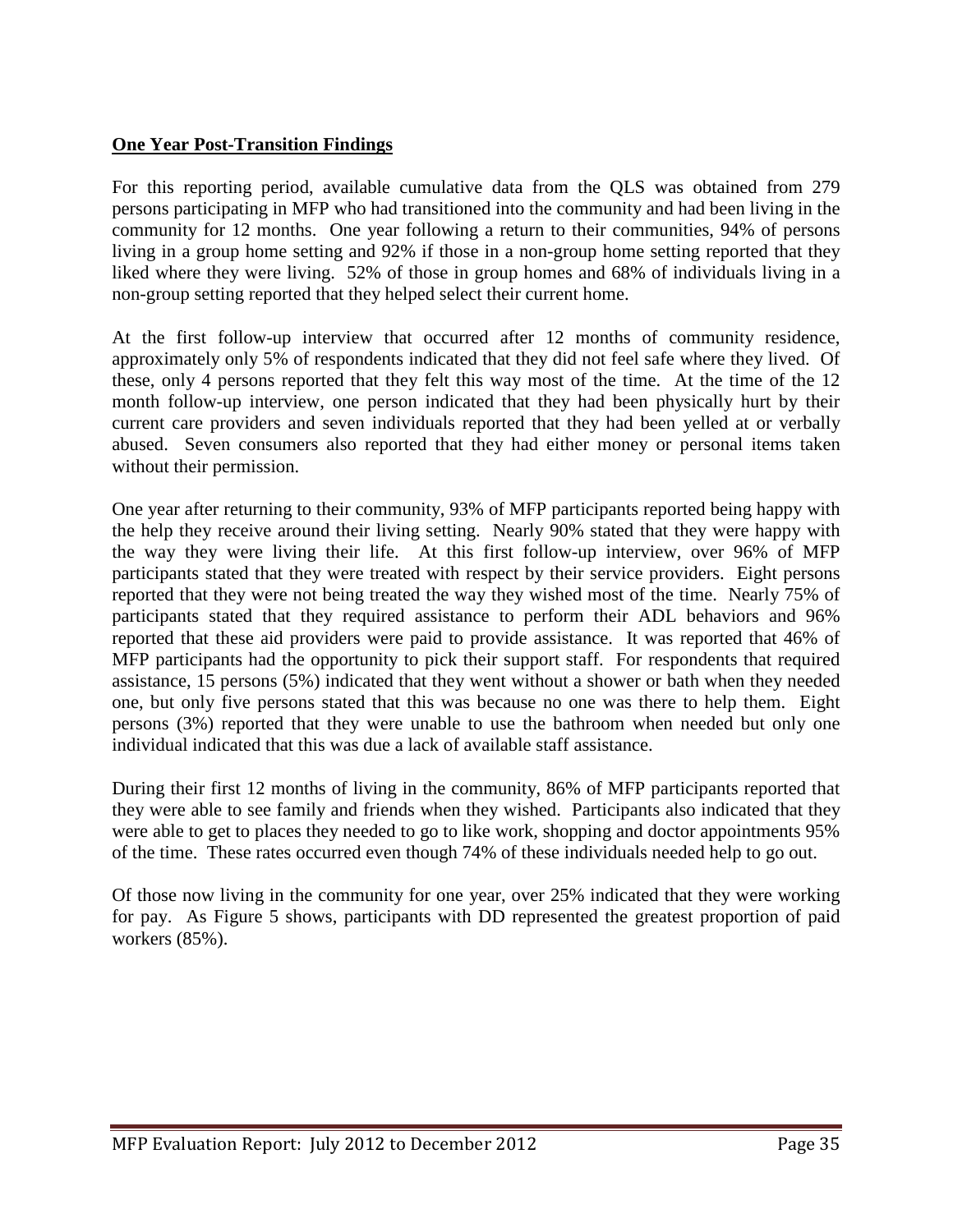## **One Year Post-Transition Findings**

For this reporting period, available cumulative data from the QLS was obtained from 279 persons participating in MFP who had transitioned into the community and had been living in the community for 12 months. One year following a return to their communities, 94% of persons living in a group home setting and 92% if those in a non-group home setting reported that they liked where they were living. 52% of those in group homes and 68% of individuals living in a non-group setting reported that they helped select their current home.

At the first follow-up interview that occurred after 12 months of community residence, approximately only 5% of respondents indicated that they did not feel safe where they lived. Of these, only 4 persons reported that they felt this way most of the time. At the time of the 12 month follow-up interview, one person indicated that they had been physically hurt by their current care providers and seven individuals reported that they had been yelled at or verbally abused. Seven consumers also reported that they had either money or personal items taken without their permission.

One year after returning to their community, 93% of MFP participants reported being happy with the help they receive around their living setting. Nearly 90% stated that they were happy with the way they were living their life. At this first follow-up interview, over 96% of MFP participants stated that they were treated with respect by their service providers. Eight persons reported that they were not being treated the way they wished most of the time. Nearly 75% of participants stated that they required assistance to perform their ADL behaviors and 96% reported that these aid providers were paid to provide assistance. It was reported that 46% of MFP participants had the opportunity to pick their support staff. For respondents that required assistance, 15 persons (5%) indicated that they went without a shower or bath when they needed one, but only five persons stated that this was because no one was there to help them. Eight persons (3%) reported that they were unable to use the bathroom when needed but only one individual indicated that this was due a lack of available staff assistance.

During their first 12 months of living in the community, 86% of MFP participants reported that they were able to see family and friends when they wished. Participants also indicated that they were able to get to places they needed to go to like work, shopping and doctor appointments 95% of the time. These rates occurred even though 74% of these individuals needed help to go out.

Of those now living in the community for one year, over 25% indicated that they were working for pay. As Figure 5 shows, participants with DD represented the greatest proportion of paid workers (85%).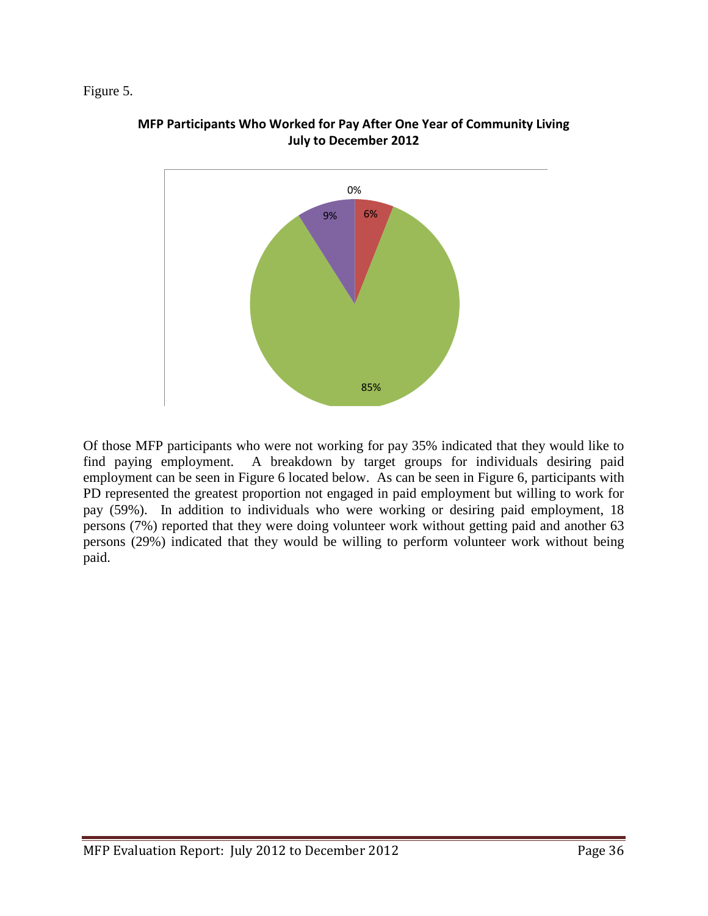Figure 5.

**MFP Participants Who Worked for Pay After One Year of Community Living July to December 2012**

0%

9%

6%

85%

Of those MFP participants who were not working for pay 35% indicated that they would like to find paying employment. A breakdown by target groups for individuals desiring paid employment can be seen in Figure 6 located below. As can be seen in Figure 6, participants with PD represented the greatest proportion not engaged in paid employment but willing to work for pay (59%). In addition to individuals who were working or desiring paid employment, 18 persons (7%) reported that they were doing volunteer work without getting paid and another 63 persons (29%) indicated that they would be willing to perform volunteer work without being paid.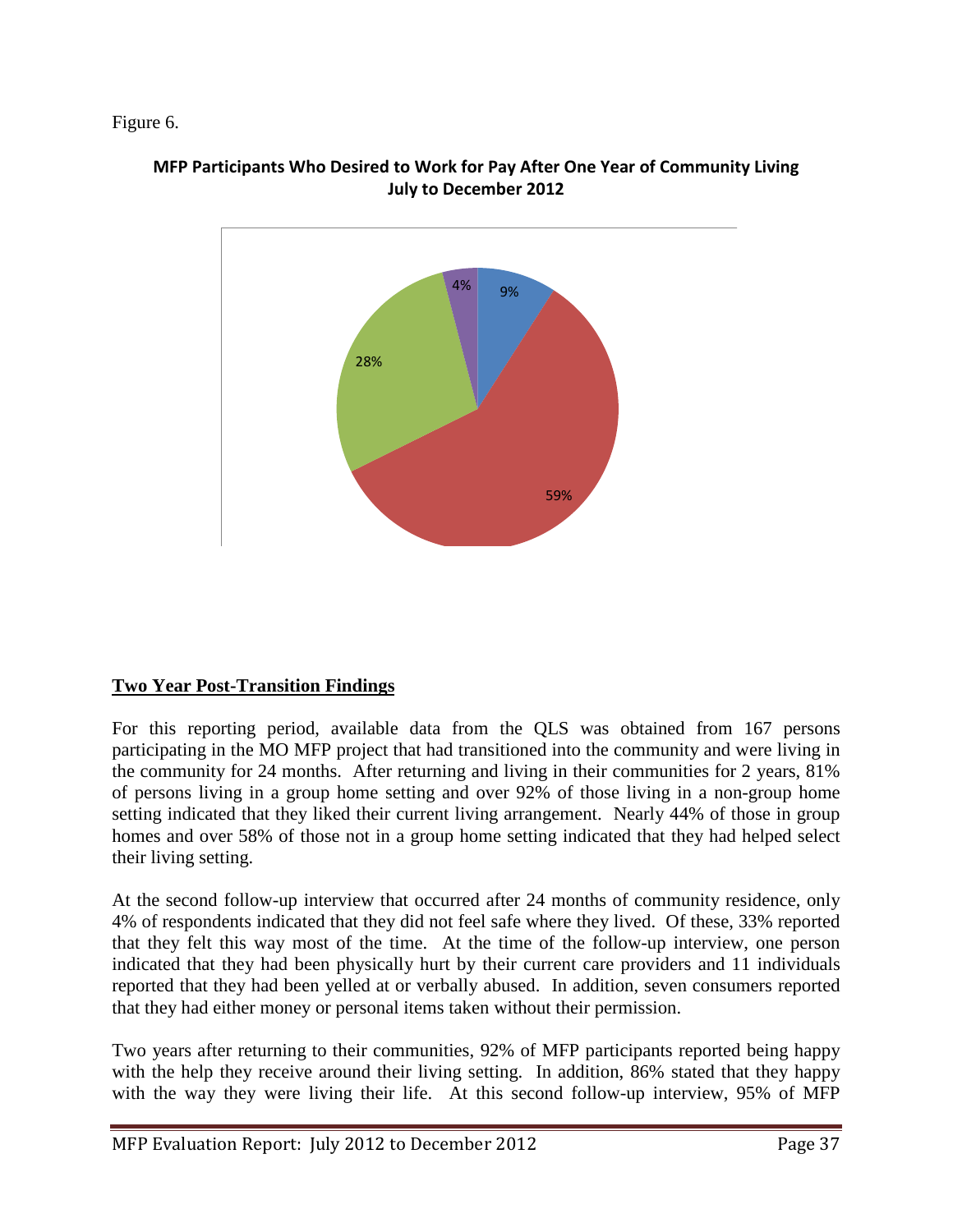Figure 6.

**MFP Participants Who Desired to Work for Pay After One Year of Community Living July to December 2012**

## Two Year Post-Transition Findings

For this reporting period, available data from the QLS was obtained from 167 persons participating in the MO MFP project that had transitioned into the community and were living in the community for 24 months. After returning and living in their communities for 2 years, 81% of persons living in a group home setting and over 92% of those living in a non-group home setting indicated that they liked their current living arrangement. Nearly 44% of those in group homes and over 58% of those not in a group home setting indicated that they had helped select their living setting.

At the second follow-up interview that occurred after 24 months of community residence, only 4% of respondents indicated that they did not feel safe where they lived. Of these, 33% reported that they felt this way most of the time. At the time of the follow-up interview, one person indicated that they had been physically hurt by their current care providers and 11 individuals reported that they had been yelled at or verbally abused. In addition, seven consumers reported that they had either money or personal items taken without their permission.

Two years after returning to their communities, 92% of MFP participants reported being happy with the help they receive around their living setting. In addition, 86% stated that they happy with the way they were living their life. At this second follow-up interview, 95% of MFP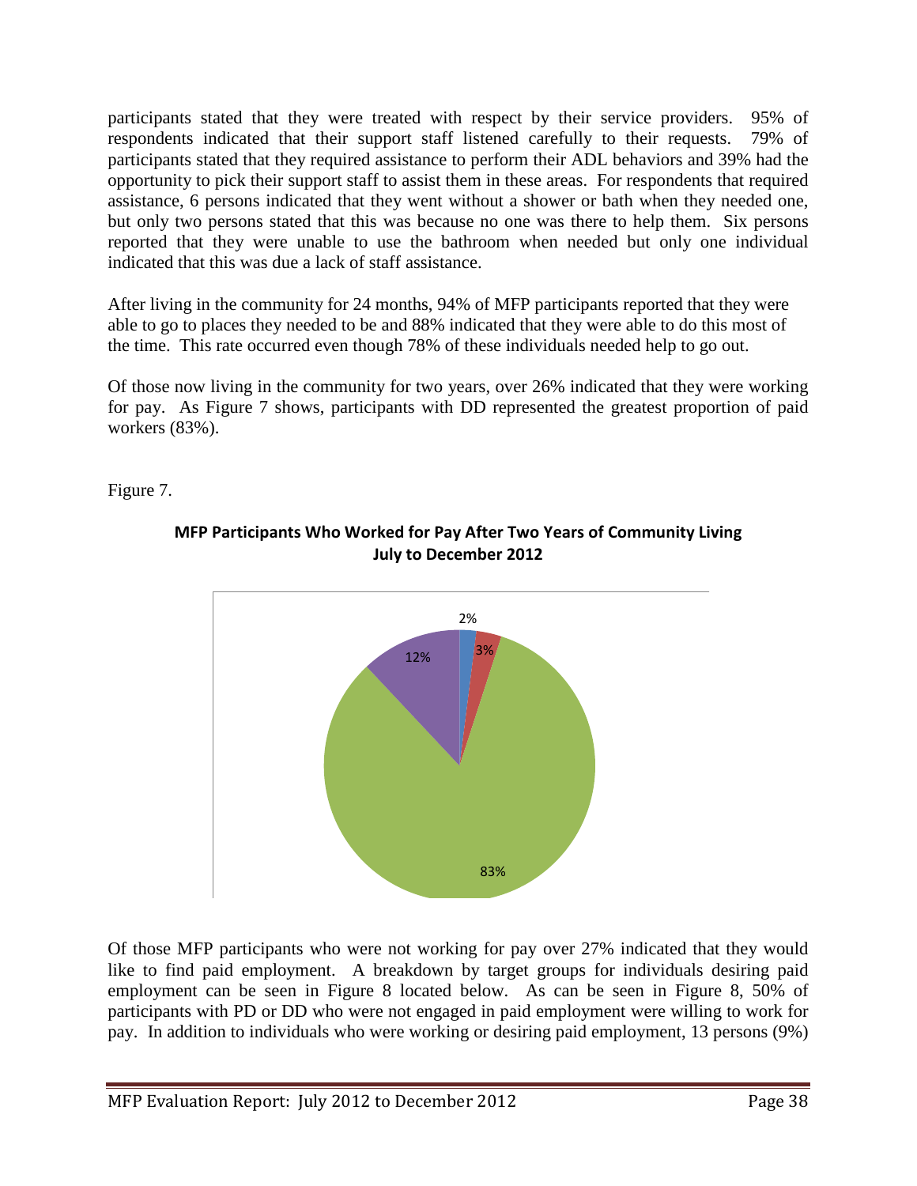participants stated that they were treated with respect by their service providers. 95% of respondents indicated that their support staff listened carefully to their requests. 79% of participants stated that they required assistance to perform their ADL behaviors and 39% had the opportunity to pick their support staff to assist them in these areas. For respondents that required assistance, 6 persons indicated that they went without a shower or bath when they needed one, but only two persons stated that this was because no one was there to help them. Six persons reported that they were unable to use the bathroom when needed but only one individual indicated that this was due a lack of staff assistance.

After living in the community for 24 months, 94% of MFP participants reported that they were able to go to places they needed to be and 88% indicated that they were able to do this most of the time. This rate occurred even though 78% of these individuals needed help to go out.

Of those now living in the community for two years, over 26% indicated that they were working for pay. As Figure 7 shows, participants with DD represented the greatest proportion of paid workers (83%).

Figure 7.

**MFP Participants Who Worked for Pay After Two Years of Community Living July to December 2012**

2%

3%

12%

83%

Of those MFP participants who were not working for pay over 27% indicated that they would like to find paid employment. A breakdown by target groups for individuals desiring paid employment can be seen in Figure 8 located below. As can be seen in Figure 8, 50% of participants with PD or DD who were not engaged in paid employment were willing to work for pay. In addition to individuals who were working or desiring paid employment, 13 persons (9%)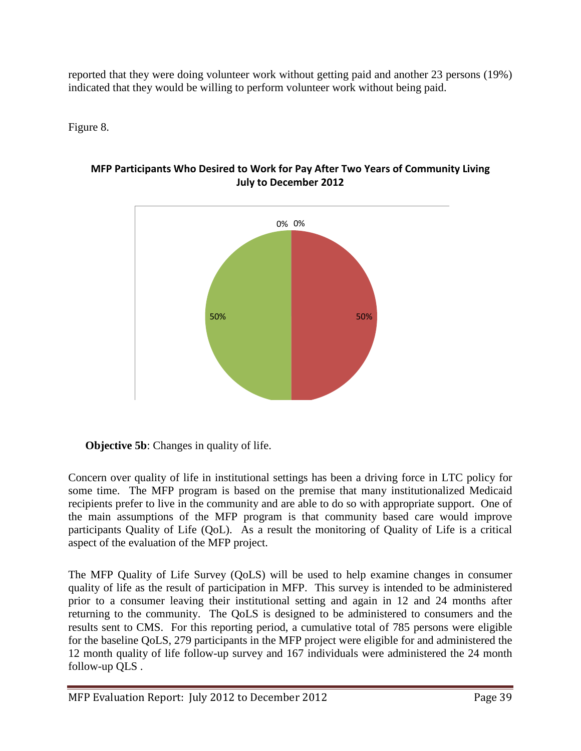reported that they were doing volunteer work without getting paid and another 23 persons (19%) indicated that they would be willing to perform volunteer work without being paid.

Figure 8.

**MFP Participants Who Desired to Work for Pay After Two Years of Community Living July to December 2012**

0% 0%

50% 50%

**Objective 5b**: Changes in quality of life.

Concern over quality of life in institutional settings has been a driving force in LTC policy for some time. The MFP program is based on the premise that many institutionalized Medicaid recipients prefer to live in the community and are able to do so with appropriate support. One of the main assumptions of the MFP program is that community based care would improve participants Quality of Life (QoL). As a result the monitoring of Quality of Life is a critical aspect of the evaluation of the MFP project.

The MFP Quality of Life Survey (QoLS) will be used to help examine changes in consumer quality of life as the result of participation in MFP. This survey is intended to be administered prior to a consumer leaving their institutional setting and again in 12 and 24 months after returning to the community. The QoLS is designed to be administered to consumers and the results sent to CMS. For this reporting period, a cumulative total of 785 persons were eligible for the baseline QoLS, 279 participants in the MFP project were eligible for and administered the 12 month quality of life follow-up survey and 167 individuals were administered the 24 month follow-up QLS .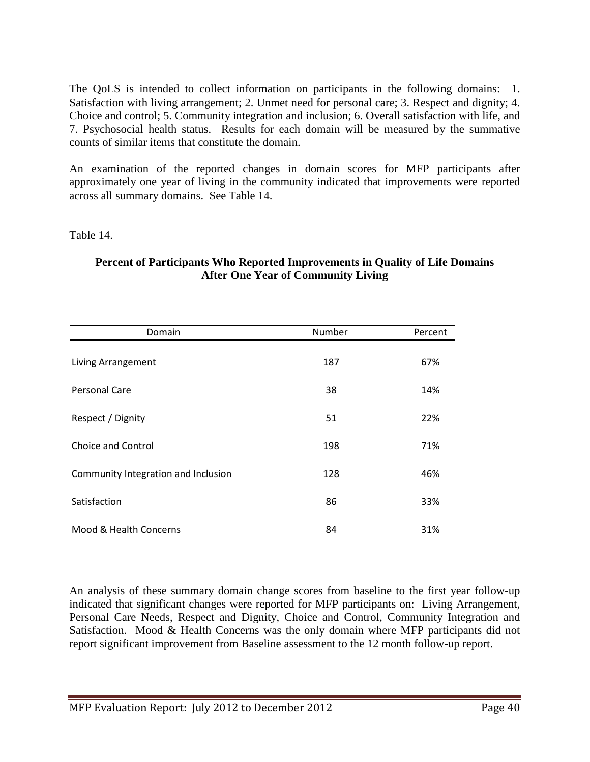The QoLS is intended to collect information on participants in the following domains: 1. Satisfaction with living arrangement; 2. Unmet need for personal care; 3. Respect and dignity; 4. Choice and control; 5. Community integration and inclusion; 6. Overall satisfaction with life, and 7. Psychosocial health status. Results for each domain will be measured by the summative counts of similar items that constitute the domain.

An examination of the reported changes in domain scores for MFP participants after approximately one year of living in the community indicated that improvements were reported across all summary domains. See Table 14.

Table 14.

**Percent of Participants Who Reported Improvements in Quality of Life Domains After One Year of Community Living**

| Domain | Number | Percent |
|---|---|---|
| Living Arrangement | 187 | 67% |
| Personal Care | 38 | 14% |
| Respect / Dignity | 51 | 22% |
| Choice and Control | 198 | 71% |
| Community Integration and Inclusion | 128 | 46% |
| Satisfaction | 86 | 33% |
| Mood & Health Concerns | 84 | 31% |

An analysis of these summary domain change scores from baseline to the first year follow-up indicated that significant changes were reported for MFP participants on: Living Arrangement, Personal Care Needs, Respect and Dignity, Choice and Control, Community Integration and Satisfaction. Mood & Health Concerns was the only domain where MFP participants did not report significant improvement from Baseline assessment to the 12 month follow-up report.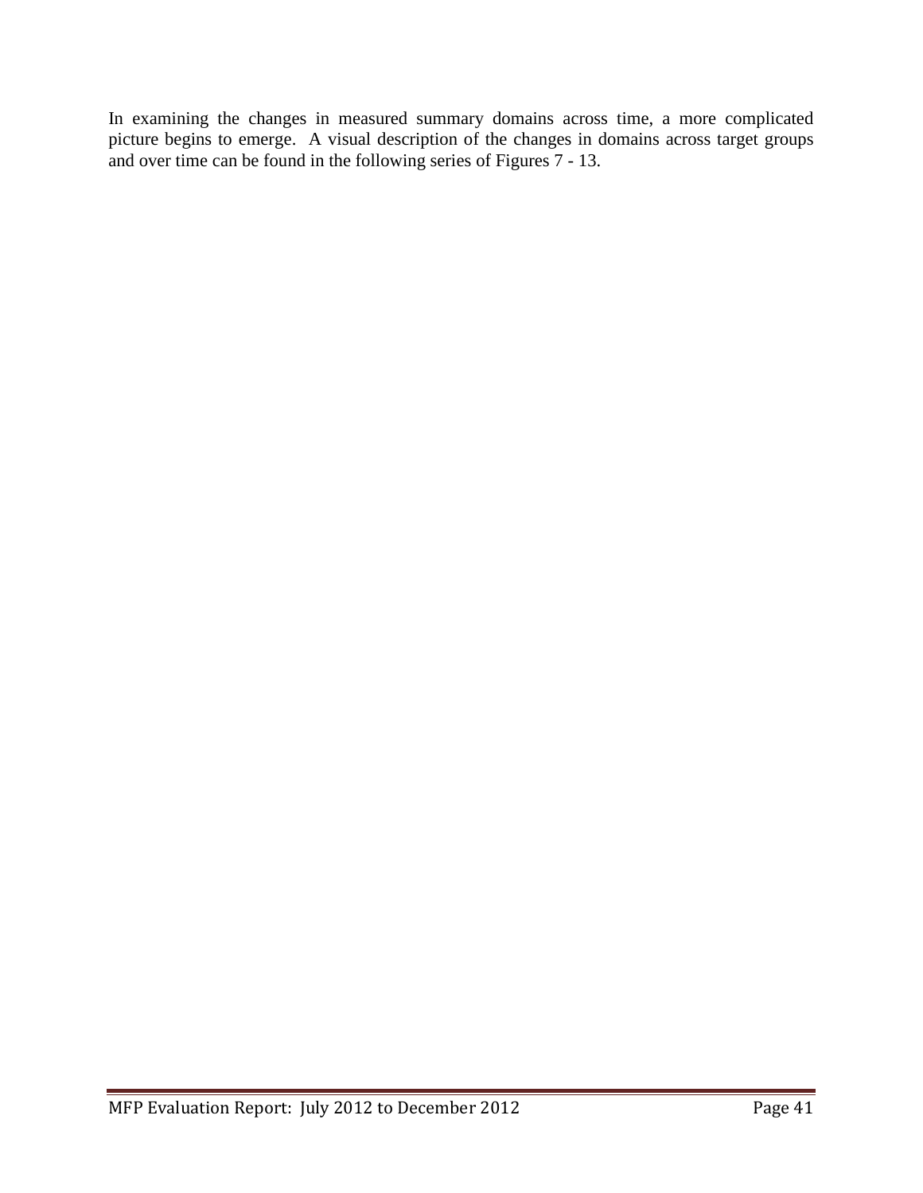In examining the changes in measured summary domains across time, a more complicated picture begins to emerge. A visual description of the changes in domains across target groups and over time can be found in the following series of Figures 7 - 13.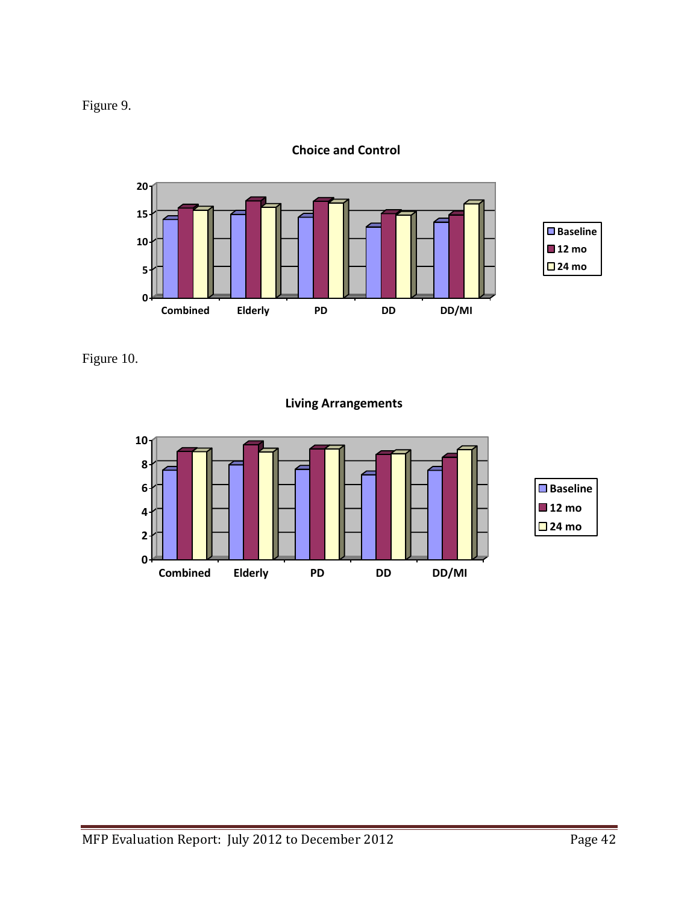Figure 9.

**Choice and Control**

Figure 10.

**Living Arrangements**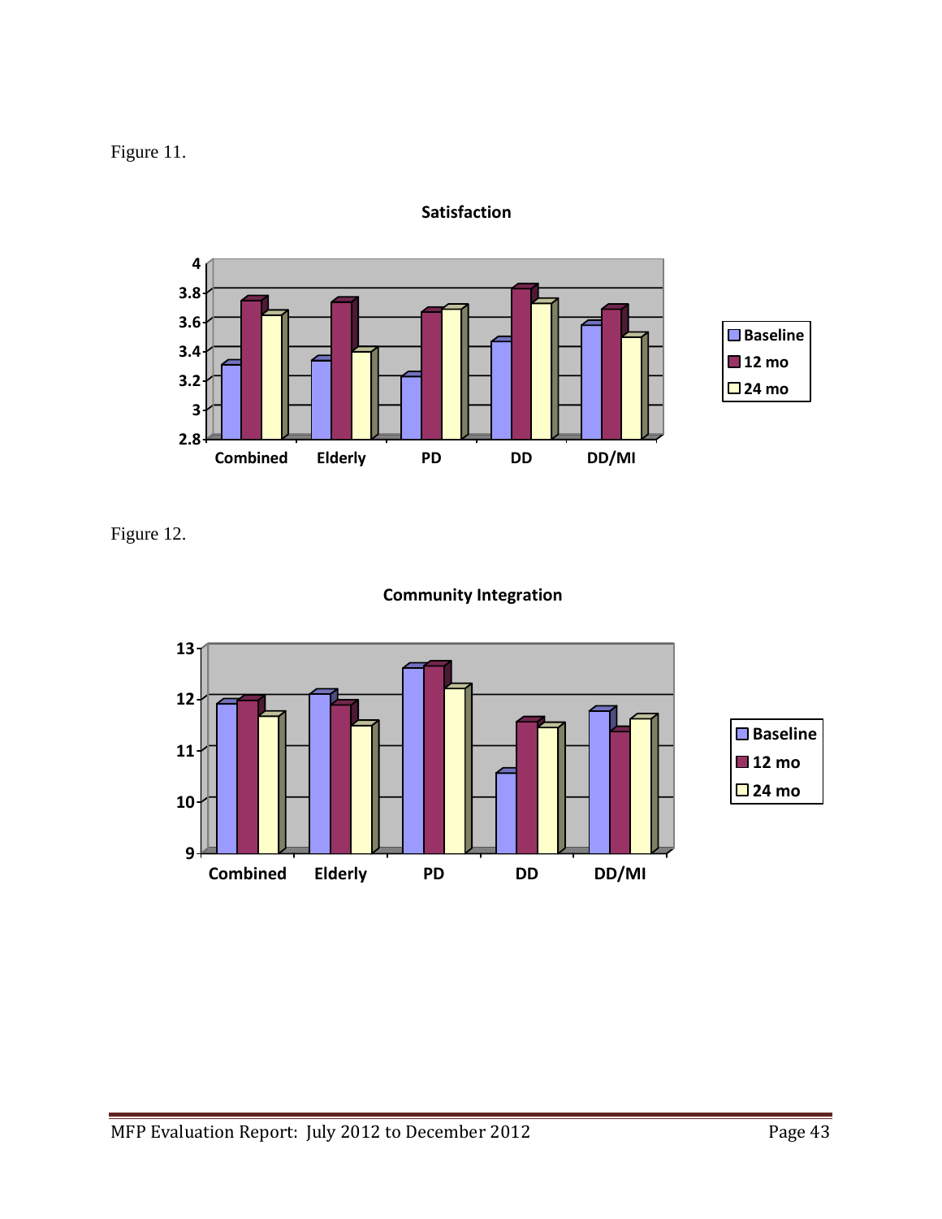Figure 11.

**Satisfaction**

Figure 12.

**Community Integration**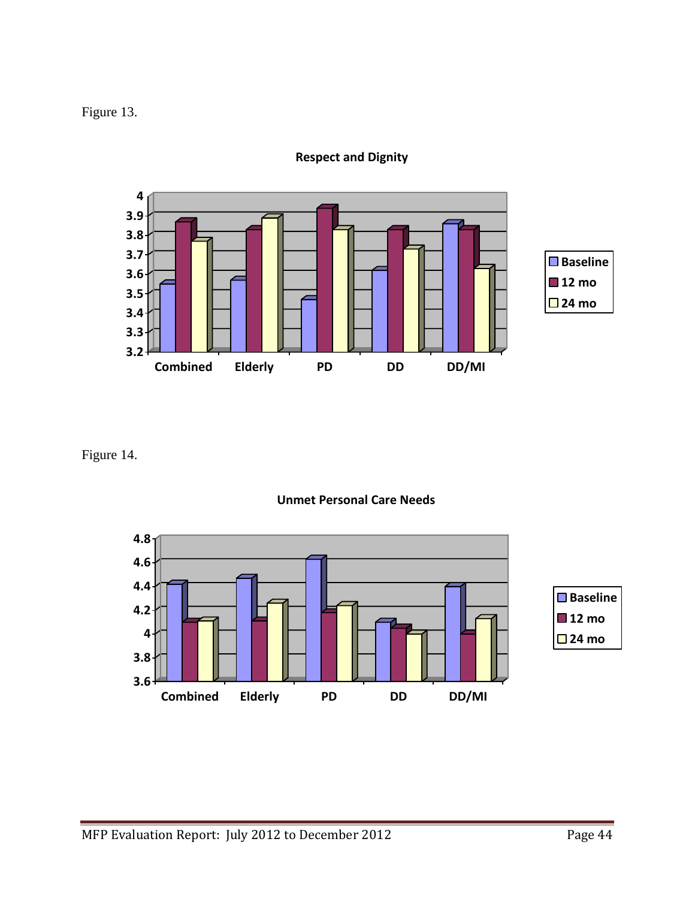Figure 13.

**Respect and Dignity**

Figure 14.

**Unmet Personal Care Needs**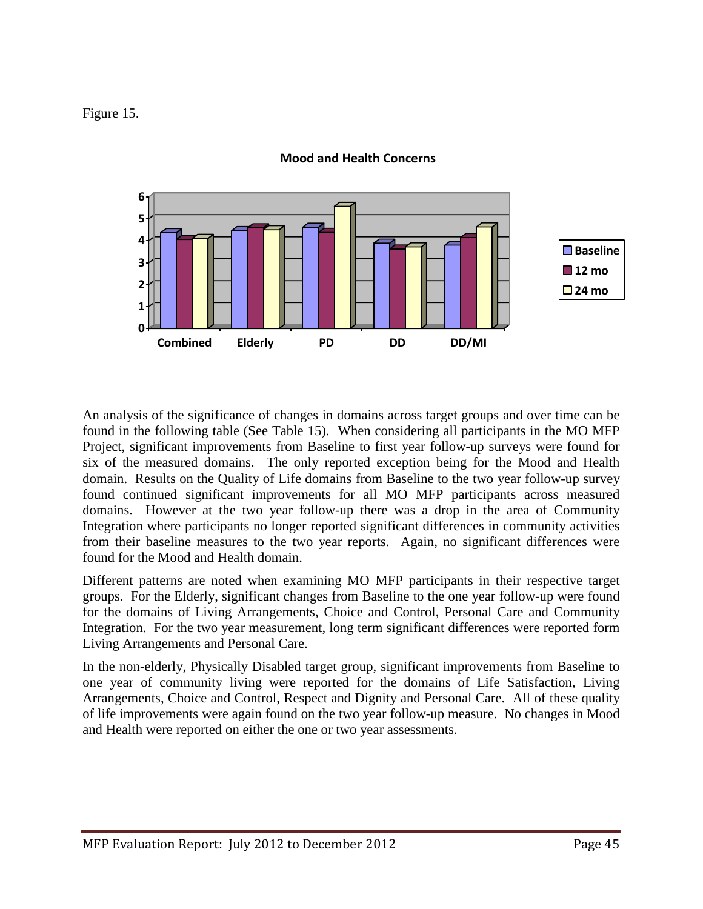Figure 15.

**Mood and Health Concerns**

An analysis of the significance of changes in domains across target groups and over time can be found in the following table (See Table 15). When considering all participants in the MO MFP Project, significant improvements from Baseline to first year follow-up surveys were found for six of the measured domains. The only reported exception being for the Mood and Health domain. Results on the Quality of Life domains from Baseline to the two year follow-up survey found continued significant improvements for all MO MFP participants across measured domains. However at the two year follow-up there was a drop in the area of Community Integration where participants no longer reported significant differences in community activities from their baseline measures to the two year reports. Again, no significant differences were found for the Mood and Health domain.

Different patterns are noted when examining MO MFP participants in their respective target groups. For the Elderly, significant changes from Baseline to the one year follow-up were found for the domains of Living Arrangements, Choice and Control, Personal Care and Community Integration. For the two year measurement, long term significant differences were reported form Living Arrangements and Personal Care.

In the non-elderly, Physically Disabled target group, significant improvements from Baseline to one year of community living were reported for the domains of Life Satisfaction, Living Arrangements, Choice and Control, Respect and Dignity and Personal Care. All of these quality of life improvements were again found on the two year follow-up measure. No changes in Mood and Health were reported on either the one or two year assessments.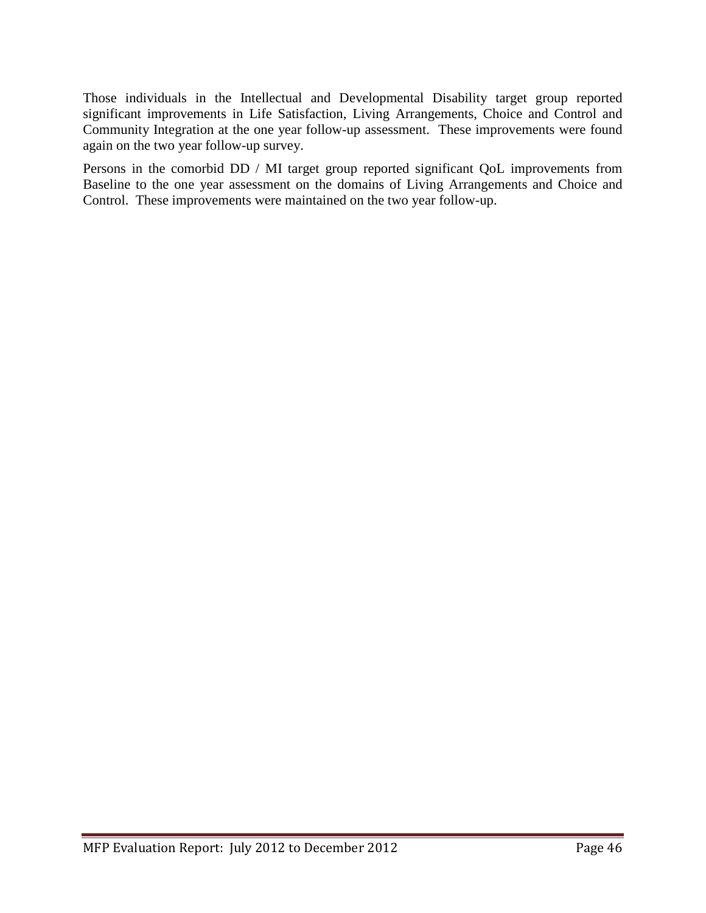Those individuals in the Intellectual and Developmental Disability target group reported significant improvements in Life Satisfaction, Living Arrangements, Choice and Control and Community Integration at the one year follow-up assessment. These improvements were found again on the two year follow-up survey.

Persons in the comorbid DD / MI target group reported significant QoL improvements from Baseline to the one year assessment on the domains of Living Arrangements and Choice and Control. These improvements were maintained on the two year follow-up.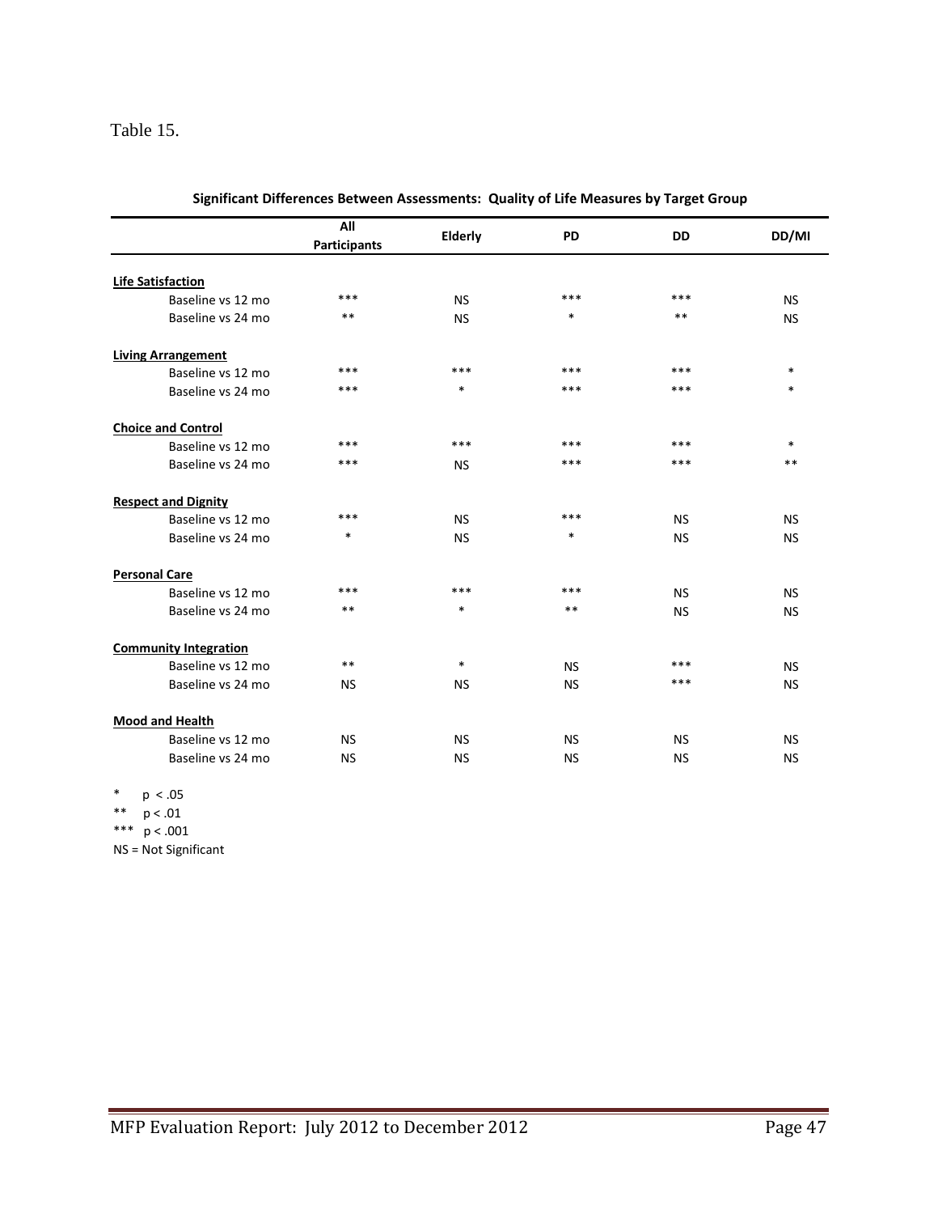Table 15.

**Significant Differences Between Assessments: Quality of Life Measures by Target Group**

| | All Participants | Elderly | PD | DD | DD/MI |
|---|---|---|---|---|---|
| **Life Satisfaction** | | | | | |
| Baseline vs 12 mo | *** | NS | *** | *** | NS |
| Baseline vs 24 mo | ** | NS | * | ** | NS |
| **Living Arrangement** | | | | | |
| Baseline vs 12 mo | *** | *** | *** | *** | * |
| Baseline vs 24 mo | *** | * | *** | *** | * |
| **Choice and Control** | | | | | |
| Baseline vs 12 mo | *** | *** | *** | *** | * |
| Baseline vs 24 mo | *** | NS | *** | *** | ** |
| **Respect and Dignity** | | | | | |
| Baseline vs 12 mo | *** | NS | *** | NS | NS |
| Baseline vs 24 mo | * | NS | * | NS | NS |
| **Personal Care** | | | | | |
| Baseline vs 12 mo | *** | *** | *** | NS | NS |
| Baseline vs 24 mo | ** | * | ** | NS | NS |
| **Community Integration** | | | | | |
| Baseline vs 12 mo | ** | * | NS | *** | NS |
| Baseline vs 24 mo | NS | NS | NS | *** | NS |
| **Mood and Health** | | | | | |
| Baseline vs 12 mo | NS | NS | NS | NS | NS |
| Baseline vs 24 mo | NS | NS | NS | NS | NS |

\* $p < .05$
\*\* $p < .01$
\*\*\* $p < .001$
NS = Not Significant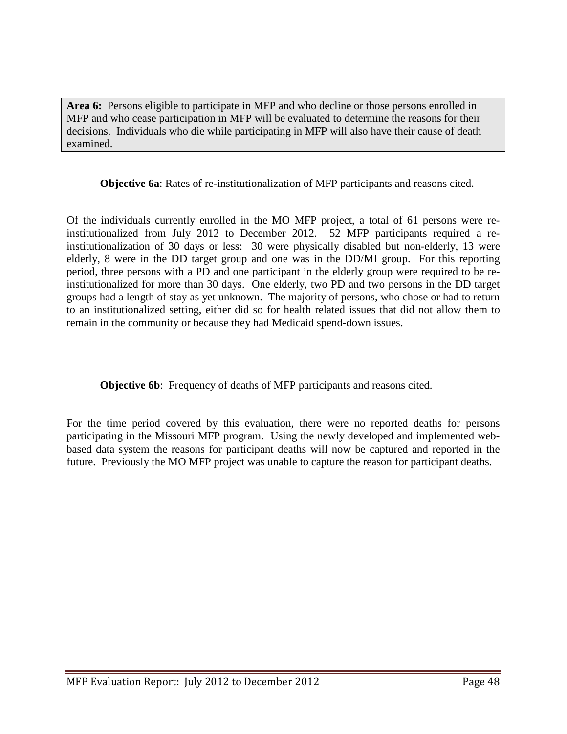**Area 6:** Persons eligible to participate in MFP and who decline or those persons enrolled in MFP and who cease participation in MFP will be evaluated to determine the reasons for their decisions. Individuals who die while participating in MFP will also have their cause of death examined.

**Objective 6a**: Rates of re-institutionalization of MFP participants and reasons cited.

Of the individuals currently enrolled in the MO MFP project, a total of 61 persons were re-institutionalized from July 2012 to December 2012. 52 MFP participants required a re-institutionalization of 30 days or less: 30 were physically disabled but non-elderly, 13 were elderly, 8 were in the DD target group and one was in the DD/MI group. For this reporting period, three persons with a PD and one participant in the elderly group were required to be re-institutionalized for more than 30 days. One elderly, two PD and two persons in the DD target groups had a length of stay as yet unknown. The majority of persons, who chose or had to return to an institutionalized setting, either did so for health related issues that did not allow them to remain in the community or because they had Medicaid spend-down issues.

**Objective 6b**: Frequency of deaths of MFP participants and reasons cited.

For the time period covered by this evaluation, there were no reported deaths for persons participating in the Missouri MFP program. Using the newly developed and implemented web-based data system the reasons for participant deaths will now be captured and reported in the future. Previously the MO MFP project was unable to capture the reason for participant deaths.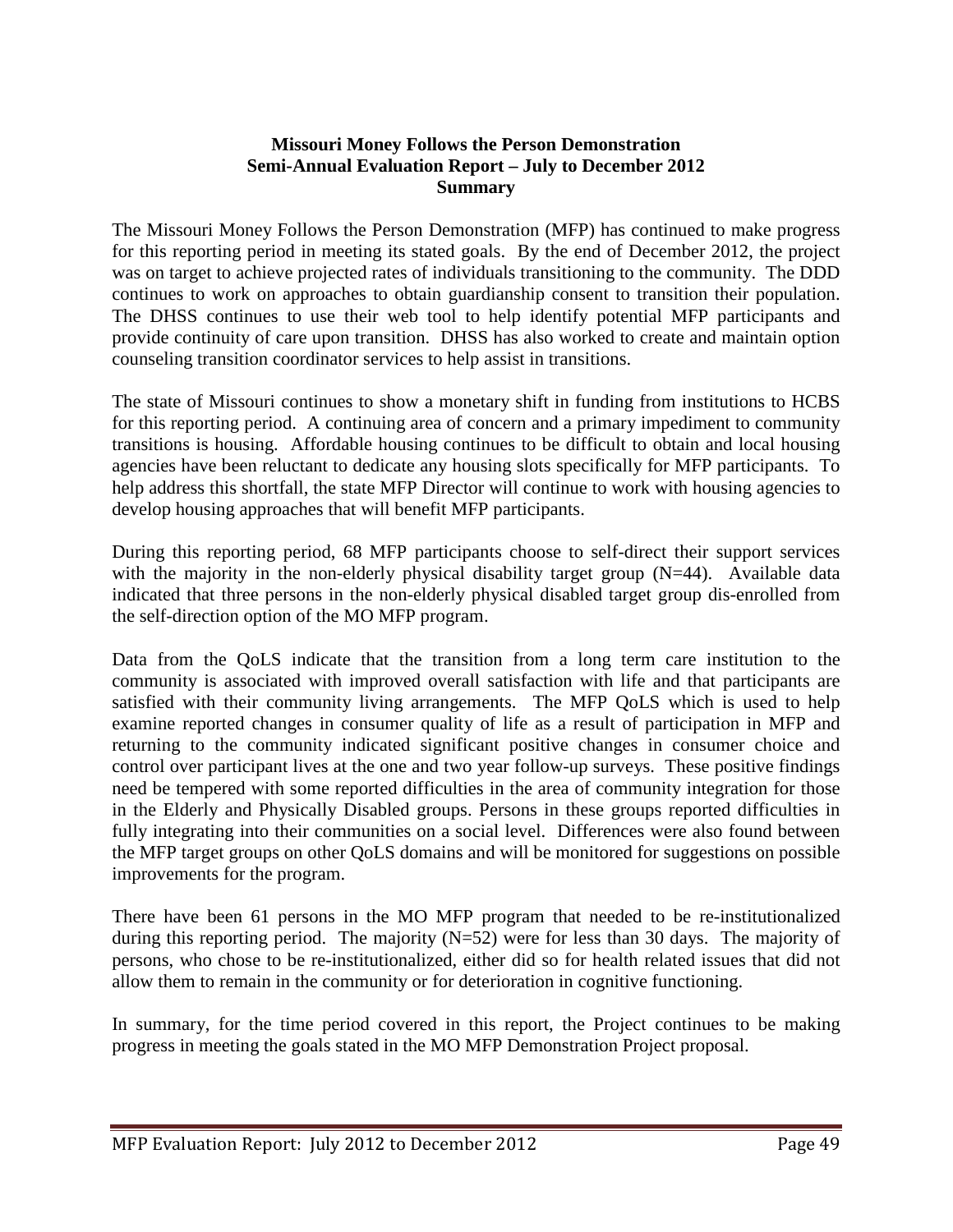**Missouri Money Follows the Person Demonstration**
**Semi-Annual Evaluation Report – July to December 2012**
**Summary**

The Missouri Money Follows the Person Demonstration (MFP) has continued to make progress for this reporting period in meeting its stated goals. By the end of December 2012, the project was on target to achieve projected rates of individuals transitioning to the community. The DDD continues to work on approaches to obtain guardianship consent to transition their population. The DHSS continues to use their web tool to help identify potential MFP participants and provide continuity of care upon transition. DHSS has also worked to create and maintain option counseling transition coordinator services to help assist in transitions.

The state of Missouri continues to show a monetary shift in funding from institutions to HCBS for this reporting period. A continuing area of concern and a primary impediment to community transitions is housing. Affordable housing continues to be difficult to obtain and local housing agencies have been reluctant to dedicate any housing slots specifically for MFP participants. To help address this shortfall, the state MFP Director will continue to work with housing agencies to develop housing approaches that will benefit MFP participants.

During this reporting period, 68 MFP participants choose to self-direct their support services with the majority in the non-elderly physical disability target group (N=44). Available data indicated that three persons in the non-elderly physical disabled target group dis-enrolled from the self-direction option of the MO MFP program.

Data from the QoLS indicate that the transition from a long term care institution to the community is associated with improved overall satisfaction with life and that participants are satisfied with their community living arrangements. The MFP QoLS which is used to help examine reported changes in consumer quality of life as a result of participation in MFP and returning to the community indicated significant positive changes in consumer choice and control over participant lives at the one and two year follow-up surveys. These positive findings need be tempered with some reported difficulties in the area of community integration for those in the Elderly and Physically Disabled groups. Persons in these groups reported difficulties in fully integrating into their communities on a social level. Differences were also found between the MFP target groups on other QoLS domains and will be monitored for suggestions on possible improvements for the program.

There have been 61 persons in the MO MFP program that needed to be re-institutionalized during this reporting period. The majority (N=52) were for less than 30 days. The majority of persons, who chose to be re-institutionalized, either did so for health related issues that did not allow them to remain in the community or for deterioration in cognitive functioning.

In summary, for the time period covered in this report, the Project continues to be making progress in meeting the goals stated in the MO MFP Demonstration Project proposal.